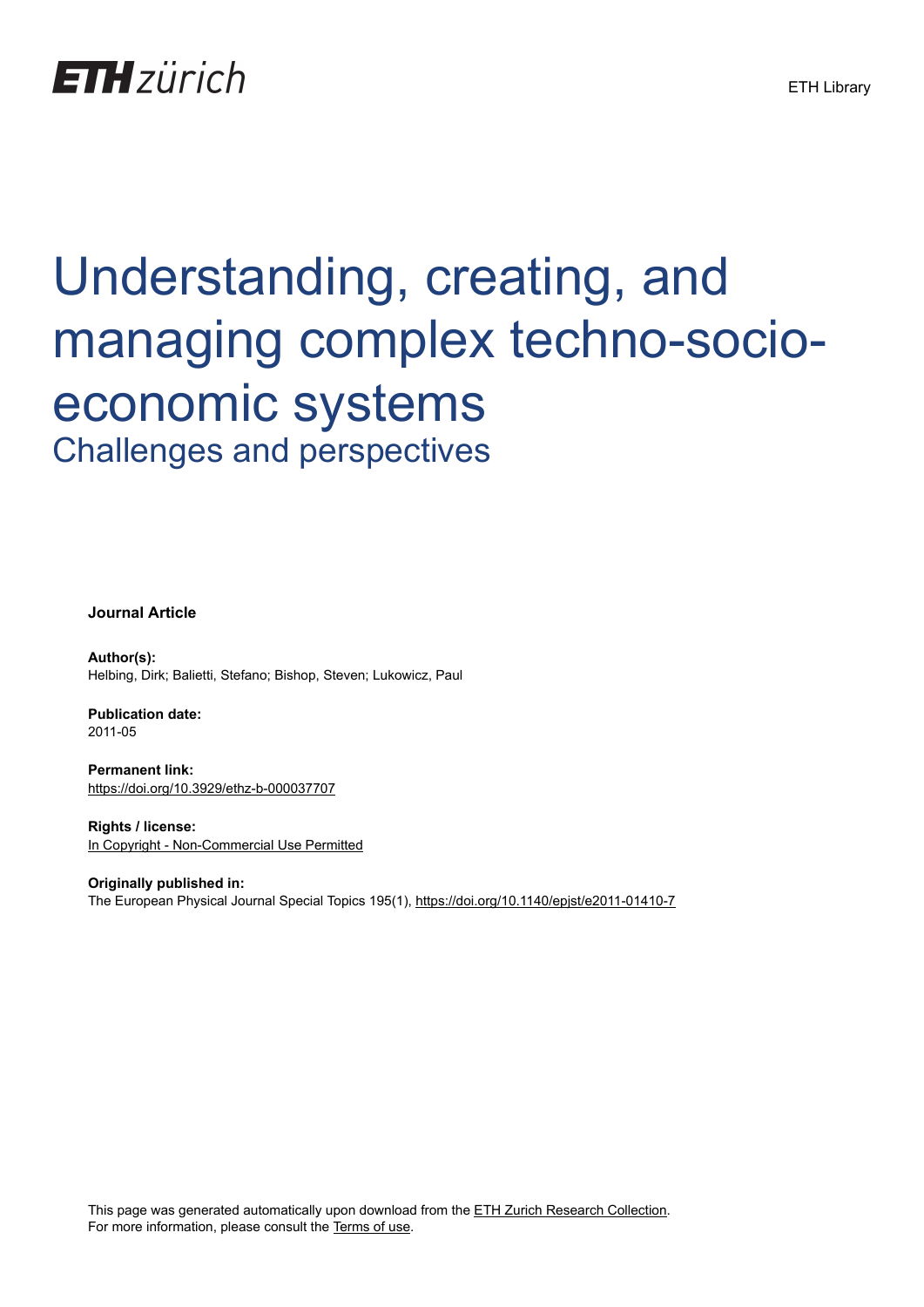ETH zürich

ETH Library

# Understanding, creating, and managing complex techno-socio-economic systems

## Challenges and perspectives

**Journal Article**

**Author(s):**
Helbing, Dirk; Balietti, Stefano; Bishop, Steven; Lukowicz, Paul

**Publication date:**
2011-05

**Permanent link:**
https://doi.org/10.3929/ethz-b-000037707

**Rights / license:**
In Copyright - Non-Commercial Use Permitted

**Originally published in:**
The European Physical Journal Special Topics 195(1), https://doi.org/10.1140/epjst/e2011-01410-7

This page was generated automatically upon download from the ETH Zurich Research Collection.
For more information, please consult the Terms of use.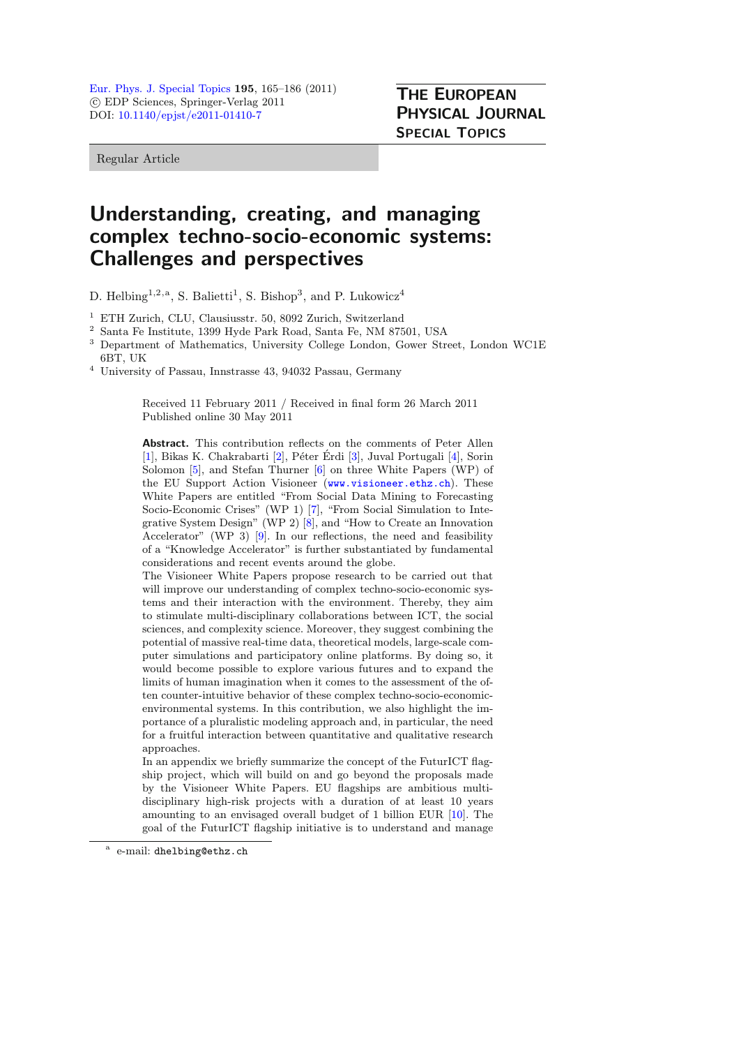Regular Article

# Understanding, creating, and managing complex techno-socio-economic systems: Challenges and perspectives

D. Helbing[1,2,a], S. Balietti[1], S. Bishop[3], and P. Lukowicz[4]

[1] ETH Zurich, CLU, Clausiusstr. 50, 8092 Zurich, Switzerland
[2] Santa Fe Institute, 1399 Hyde Park Road, Santa Fe, NM 87501, USA
[3] Department of Mathematics, University College London, Gower Street, London WC1E 6BT, UK
[4] University of Passau, Innstrasse 43, 94032 Passau, Germany

Received 11 February 2011 / Received in final form 26 March 2011
Published online 30 May 2011

**Abstract.** This contribution reflects on the comments of Peter Allen [1], Bikas K. Chakrabarti [2], Péter Érdi [3], Juval Portugali [4], Sorin Solomon [5], and Stefan Thurner [6] on three White Papers (WP) of the EU Support Action Visioneer (www.visioneer.ethz.ch). These White Papers are entitled "From Social Data Mining to Forecasting Socio-Economic Crises" (WP 1) [7], "From Social Simulation to Integrative System Design" (WP 2) [8], and "How to Create an Innovation Accelerator" (WP 3) [9]. In our reflections, the need and feasibility of a "Knowledge Accelerator" is further substantiated by fundamental considerations and recent events around the globe.
The Visioneer White Papers propose research to be carried out that will improve our understanding of complex techno-socio-economic systems and their interaction with the environment. Thereby, they aim to stimulate multi-disciplinary collaborations between ICT, the social sciences, and complexity science. Moreover, they suggest combining the potential of massive real-time data, theoretical models, large-scale computer simulations and participatory online platforms. By doing so, it would become possible to explore various futures and to expand the limits of human imagination when it comes to the assessment of the often counter-intuitive behavior of these complex techno-socio-economic-environmental systems. In this contribution, we also highlight the importance of a pluralistic modeling approach and, in particular, the need for a fruitful interaction between quantitative and qualitative research approaches.
In an appendix we briefly summarize the concept of the FuturICT flagship project, which will build on and go beyond the proposals made by the Visioneer White Papers. EU flagships are ambitious multi-disciplinary high-risk projects with a duration of at least 10 years amounting to an envisaged overall budget of 1 billion EUR [10]. The goal of the FuturICT flagship initiative is to understand and manage

[a] e-mail: dhelbing@ethz.ch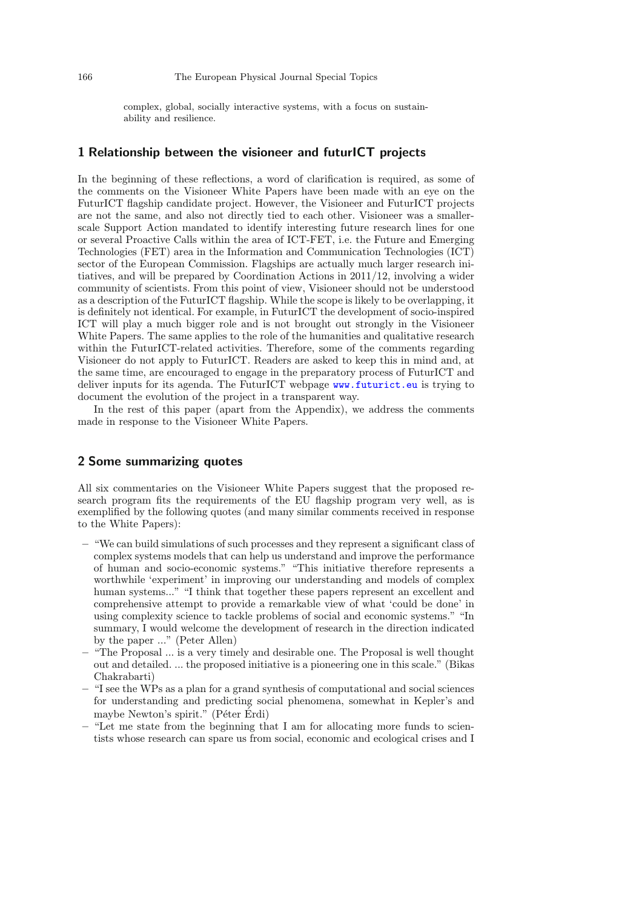complex, global, socially interactive systems, with a focus on sustainability and resilience.

## 1 Relationship between the visioneer and futurICT projects

In the beginning of these reflections, a word of clarification is required, as some of the comments on the Visioneer White Papers have been made with an eye on the FuturICT flagship candidate project. However, the Visioneer and FuturICT projects are not the same, and also not directly tied to each other. Visioneer was a smaller-scale Support Action mandated to identify interesting future research lines for one or several Proactive Calls within the area of ICT-FET, i.e. the Future and Emerging Technologies (FET) area in the Information and Communication Technologies (ICT) sector of the European Commission. Flagships are actually much larger research initiatives, and will be prepared by Coordination Actions in 2011/12, involving a wider community of scientists. From this point of view, Visioneer should not be understood as a description of the FuturICT flagship. While the scope is likely to be overlapping, it is definitely not identical. For example, in FuturICT the development of socio-inspired ICT will play a much bigger role and is not brought out strongly in the Visioneer White Papers. The same applies to the role of the humanities and qualitative research within the FuturICT-related activities. Therefore, some of the comments regarding Visioneer do not apply to FuturICT. Readers are asked to keep this in mind and, at the same time, are encouraged to engage in the preparatory process of FuturICT and deliver inputs for its agenda. The FuturICT webpage www.futurict.eu is trying to document the evolution of the project in a transparent way.

In the rest of this paper (apart from the Appendix), we address the comments made in response to the Visioneer White Papers.

## 2 Some summarizing quotes

All six commentaries on the Visioneer White Papers suggest that the proposed research program fits the requirements of the EU flagship program very well, as is exemplified by the following quotes (and many similar comments received in response to the White Papers):

- "We can build simulations of such processes and they represent a significant class of complex systems models that can help us understand and improve the performance of human and socio-economic systems." "This initiative therefore represents a worthwhile 'experiment' in improving our understanding and models of complex human systems..." "I think that together these papers represent an excellent and comprehensive attempt to provide a remarkable view of what 'could be done' in using complexity science to tackle problems of social and economic systems." "In summary, I would welcome the development of research in the direction indicated by the paper ..." (Peter Allen)
- "The Proposal ... is a very timely and desirable one. The Proposal is well thought out and detailed. ... the proposed initiative is a pioneering one in this scale." (Bikas Chakrabarti)
- "I see the WPs as a plan for a grand synthesis of computational and social sciences for understanding and predicting social phenomena, somewhat in Kepler's and maybe Newton's spirit." (Péter Érdi)
- "Let me state from the beginning that I am for allocating more funds to scientists whose research can spare us from social, economic and ecological crises and I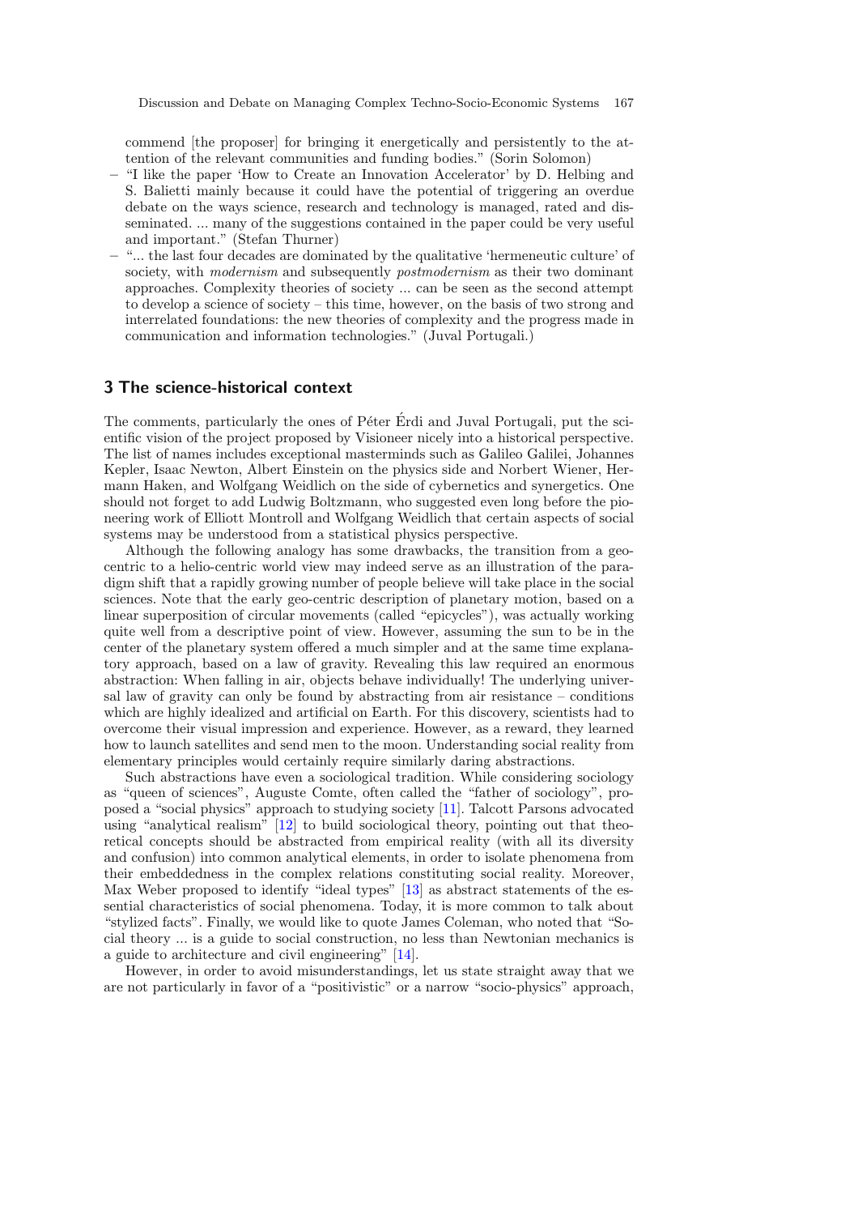commend [the proposer] for bringing it energetically and persistently to the attention of the relevant communities and funding bodies." (Sorin Solomon)

- "I like the paper 'How to Create an Innovation Accelerator' by D. Helbing and S. Balietti mainly because it could have the potential of triggering an overdue debate on the ways science, research and technology is managed, rated and disseminated. ... many of the suggestions contained in the paper could be very useful and important." (Stefan Thurner)
- "... the last four decades are dominated by the qualitative 'hermeneutic culture' of society, with *modernism* and subsequently *postmodernism* as their two dominant approaches. Complexity theories of society ... can be seen as the second attempt to develop a science of society – this time, however, on the basis of two strong and interrelated foundations: the new theories of complexity and the progress made in communication and information technologies." (Juval Portugali.)

## 3 The science-historical context

The comments, particularly the ones of Péter Érdi and Juval Portugali, put the scientific vision of the project proposed by Visioneer nicely into a historical perspective. The list of names includes exceptional masterminds such as Galileo Galilei, Johannes Kepler, Isaac Newton, Albert Einstein on the physics side and Norbert Wiener, Hermann Haken, and Wolfgang Weidlich on the side of cybernetics and synergetics. One should not forget to add Ludwig Boltzmann, who suggested even long before the pioneering work of Elliott Montroll and Wolfgang Weidlich that certain aspects of social systems may be understood from a statistical physics perspective.

Although the following analogy has some drawbacks, the transition from a geocentric to a helio-centric world view may indeed serve as an illustration of the paradigm shift that a rapidly growing number of people believe will take place in the social sciences. Note that the early geo-centric description of planetary motion, based on a linear superposition of circular movements (called "epicycles"), was actually working quite well from a descriptive point of view. However, assuming the sun to be in the center of the planetary system offered a much simpler and at the same time explanatory approach, based on a law of gravity. Revealing this law required an enormous abstraction: When falling in air, objects behave individually! The underlying universal law of gravity can only be found by abstracting from air resistance – conditions which are highly idealized and artificial on Earth. For this discovery, scientists had to overcome their visual impression and experience. However, as a reward, they learned how to launch satellites and send men to the moon. Understanding social reality from elementary principles would certainly require similarly daring abstractions.

Such abstractions have even a sociological tradition. While considering sociology as "queen of sciences", Auguste Comte, often called the "father of sociology", proposed a "social physics" approach to studying society [11]. Talcott Parsons advocated using "analytical realism" [12] to build sociological theory, pointing out that theoretical concepts should be abstracted from empirical reality (with all its diversity and confusion) into common analytical elements, in order to isolate phenomena from their embeddedness in the complex relations constituting social reality. Moreover, Max Weber proposed to identify "ideal types" [13] as abstract statements of the essential characteristics of social phenomena. Today, it is more common to talk about "stylized facts". Finally, we would like to quote James Coleman, who noted that "Social theory ... is a guide to social construction, no less than Newtonian mechanics is a guide to architecture and civil engineering" [14].

However, in order to avoid misunderstandings, let us state straight away that we are not particularly in favor of a "positivistic" or a narrow "socio-physics" approach,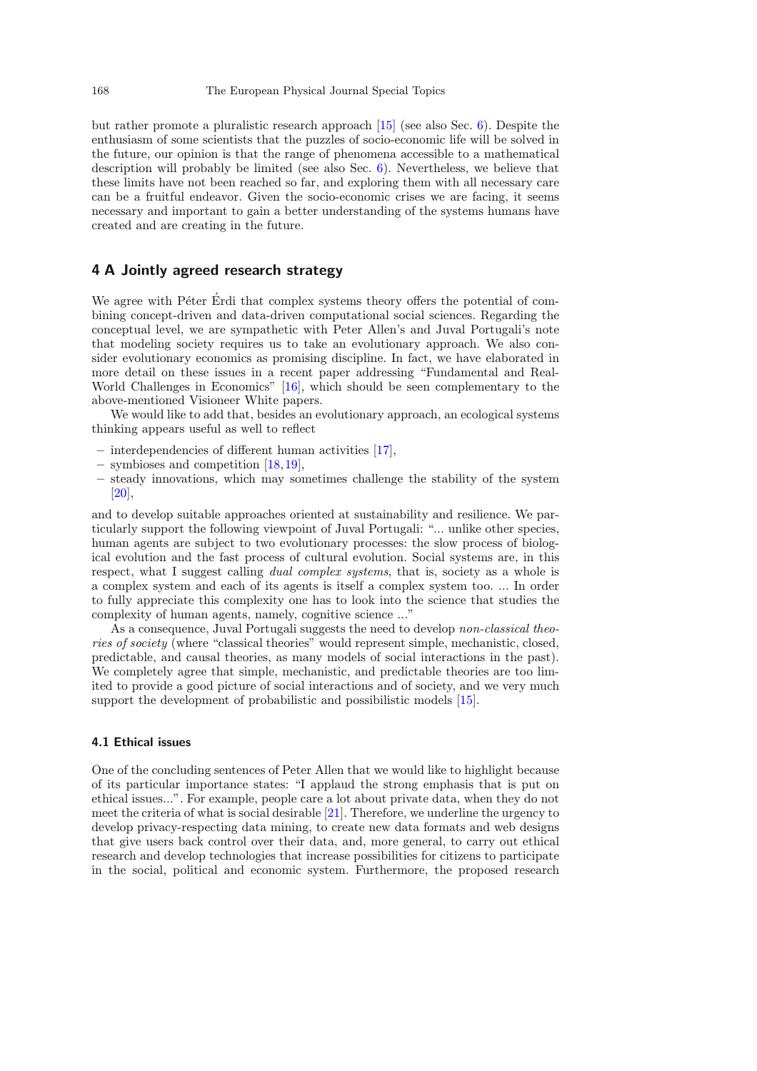but rather promote a pluralistic research approach [15] (see also Sec. 6). Despite the enthusiasm of some scientists that the puzzles of socio-economic life will be solved in the future, our opinion is that the range of phenomena accessible to a mathematical description will probably be limited (see also Sec. 6). Nevertheless, we believe that these limits have not been reached so far, and exploring them with all necessary care can be a fruitful endeavor. Given the socio-economic crises we are facing, it seems necessary and important to gain a better understanding of the systems humans have created and are creating in the future.

## 4 A Jointly agreed research strategy

We agree with Péter Érdi that complex systems theory offers the potential of combining concept-driven and data-driven computational social sciences. Regarding the conceptual level, we are sympathetic with Peter Allen's and Juval Portugali's note that modeling society requires us to take an evolutionary approach. We also consider evolutionary economics as promising discipline. In fact, we have elaborated in more detail on these issues in a recent paper addressing "Fundamental and Real-World Challenges in Economics" [16], which should be seen complementary to the above-mentioned Visioneer White papers.

We would like to add that, besides an evolutionary approach, an ecological systems thinking appears useful as well to reflect

- interdependencies of different human activities [17],
- symbioses and competition [18,19],
- steady innovations, which may sometimes challenge the stability of the system [20],

and to develop suitable approaches oriented at sustainability and resilience. We particularly support the following viewpoint of Juval Portugali: "... unlike other species, human agents are subject to two evolutionary processes: the slow process of biological evolution and the fast process of cultural evolution. Social systems are, in this respect, what I suggest calling *dual complex systems*, that is, society as a whole is a complex system and each of its agents is itself a complex system too. ... In order to fully appreciate this complexity one has to look into the science that studies the complexity of human agents, namely, cognitive science ..."

As a consequence, Juval Portugali suggests the need to develop *non-classical theories of society* (where "classical theories" would represent simple, mechanistic, closed, predictable, and causal theories, as many models of social interactions in the past). We completely agree that simple, mechanistic, and predictable theories are too limited to provide a good picture of social interactions and of society, and we very much support the development of probabilistic and possibilistic models [15].

### 4.1 Ethical issues

One of the concluding sentences of Peter Allen that we would like to highlight because of its particular importance states: "I applaud the strong emphasis that is put on ethical issues...". For example, people care a lot about private data, when they do not meet the criteria of what is social desirable [21]. Therefore, we underline the urgency to develop privacy-respecting data mining, to create new data formats and web designs that give users back control over their data, and, more general, to carry out ethical research and develop technologies that increase possibilities for citizens to participate in the social, political and economic system. Furthermore, the proposed research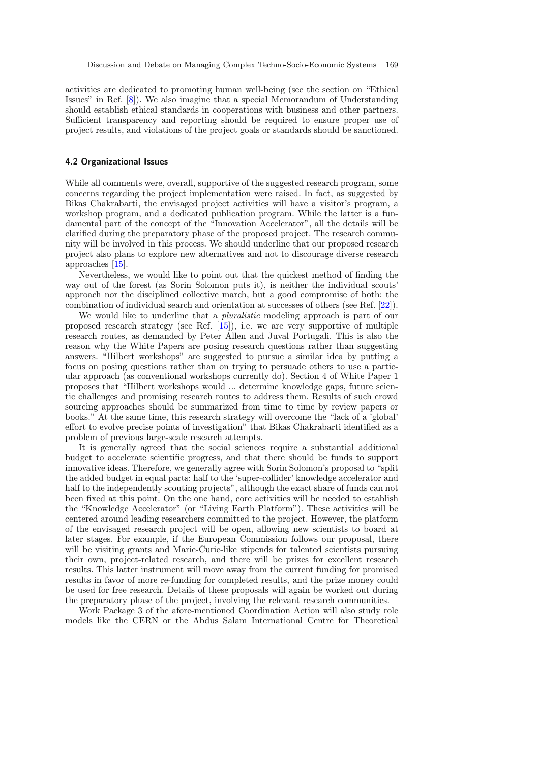activities are dedicated to promoting human well-being (see the section on "Ethical Issues" in Ref. [8]). We also imagine that a special Memorandum of Understanding should establish ethical standards in cooperations with business and other partners. Sufficient transparency and reporting should be required to ensure proper use of project results, and violations of the project goals or standards should be sanctioned.

### 4.2 Organizational Issues

While all comments were, overall, supportive of the suggested research program, some concerns regarding the project implementation were raised. In fact, as suggested by Bikas Chakrabarti, the envisaged project activities will have a visitor's program, a workshop program, and a dedicated publication program. While the latter is a fundamental part of the concept of the "Innovation Accelerator", all the details will be clarified during the preparatory phase of the proposed project. The research community will be involved in this process. We should underline that our proposed research project also plans to explore new alternatives and not to discourage diverse research approaches [15].

Nevertheless, we would like to point out that the quickest method of finding the way out of the forest (as Sorin Solomon puts it), is neither the individual scouts' approach nor the disciplined collective march, but a good compromise of both: the combination of individual search and orientation at successes of others (see Ref. [22]).

We would like to underline that a *pluralistic* modeling approach is part of our proposed research strategy (see Ref. [15]), i.e. we are very supportive of multiple research routes, as demanded by Peter Allen and Juval Portugali. This is also the reason why the White Papers are posing research questions rather than suggesting answers. "Hilbert workshops" are suggested to pursue a similar idea by putting a focus on posing questions rather than on trying to persuade others to use a particular approach (as conventional workshops currently do). Section 4 of White Paper 1 proposes that "Hilbert workshops would ... determine knowledge gaps, future scientic challenges and promising research routes to address them. Results of such crowd sourcing approaches should be summarized from time to time by review papers or books." At the same time, this research strategy will overcome the "lack of a 'global' effort to evolve precise points of investigation" that Bikas Chakrabarti identified as a problem of previous large-scale research attempts.

It is generally agreed that the social sciences require a substantial additional budget to accelerate scientific progress, and that there should be funds to support innovative ideas. Therefore, we generally agree with Sorin Solomon's proposal to "split the added budget in equal parts: half to the 'super-collider' knowledge accelerator and half to the independently scouting projects", although the exact share of funds can not been fixed at this point. On the one hand, core activities will be needed to establish the "Knowledge Accelerator" (or "Living Earth Platform"). These activities will be centered around leading researchers committed to the project. However, the platform of the envisaged research project will be open, allowing new scientists to board at later stages. For example, if the European Commission follows our proposal, there will be visiting grants and Marie-Curie-like stipends for talented scientists pursuing their own, project-related research, and there will be prizes for excellent research results. This latter instrument will move away from the current funding for promised results in favor of more re-funding for completed results, and the prize money could be used for free research. Details of these proposals will again be worked out during the preparatory phase of the project, involving the relevant research communities.

Work Package 3 of the afore-mentioned Coordination Action will also study role models like the CERN or the Abdus Salam International Centre for Theoretical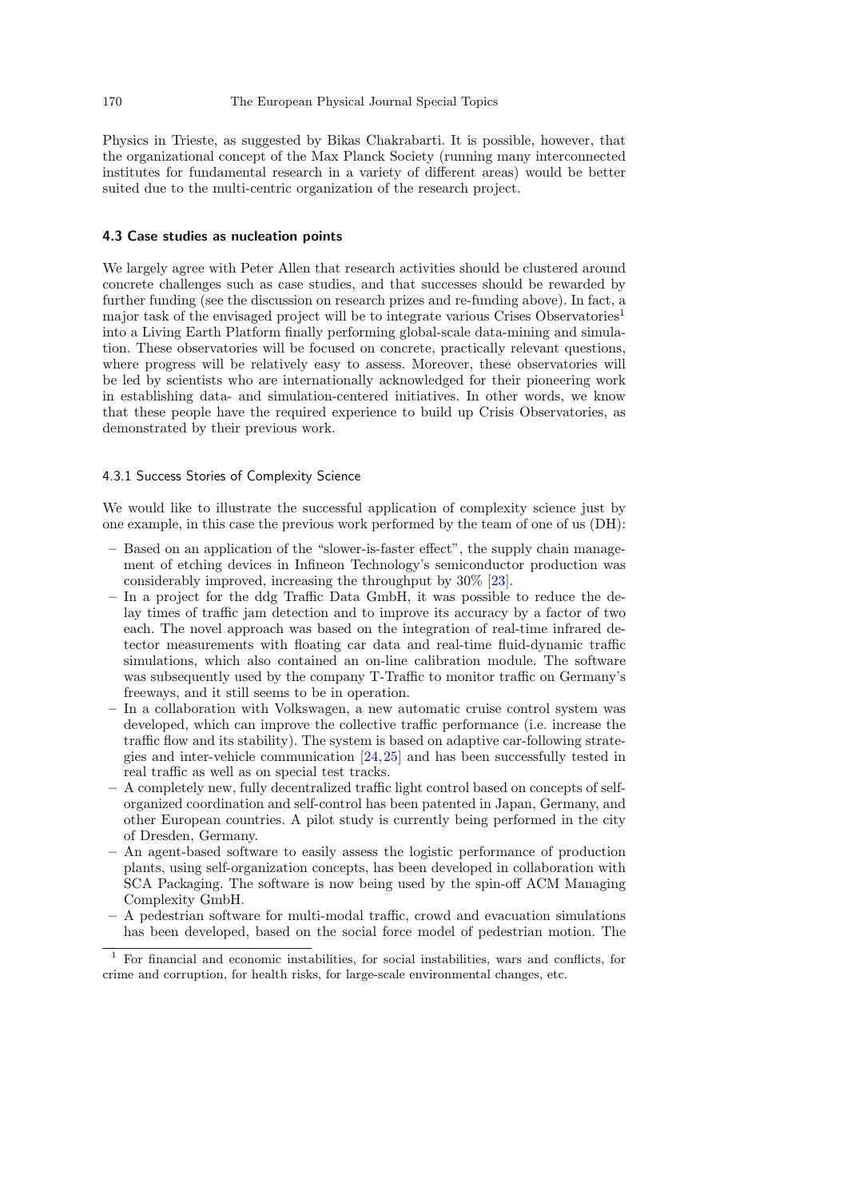Physics in Trieste, as suggested by Bikas Chakrabarti. It is possible, however, that the organizational concept of the Max Planck Society (running many interconnected institutes for fundamental research in a variety of different areas) would be better suited due to the multi-centric organization of the research project.

### 4.3 Case studies as nucleation points

We largely agree with Peter Allen that research activities should be clustered around concrete challenges such as case studies, and that successes should be rewarded by further funding (see the discussion on research prizes and re-funding above). In fact, a major task of the envisaged project will be to integrate various Crises Observatories[1] into a Living Earth Platform finally performing global-scale data-mining and simulation. These observatories will be focused on concrete, practically relevant questions, where progress will be relatively easy to assess. Moreover, these observatories will be led by scientists who are internationally acknowledged for their pioneering work in establishing data- and simulation-centered initiatives. In other words, we know that these people have the required experience to build up Crisis Observatories, as demonstrated by their previous work.

#### 4.3.1 Success Stories of Complexity Science

We would like to illustrate the successful application of complexity science just by one example, in this case the previous work performed by the team of one of us (DH):

- Based on an application of the "slower-is-faster effect", the supply chain management of etching devices in Infineon Technology's semiconductor production was considerably improved, increasing the throughput by 30% [23].
- In a project for the ddg Traffic Data GmbH, it was possible to reduce the delay times of traffic jam detection and to improve its accuracy by a factor of two each. The novel approach was based on the integration of real-time infrared detector measurements with floating car data and real-time fluid-dynamic traffic simulations, which also contained an on-line calibration module. The software was subsequently used by the company T-Traffic to monitor traffic on Germany's freeways, and it still seems to be in operation.
- In a collaboration with Volkswagen, a new automatic cruise control system was developed, which can improve the collective traffic performance (i.e. increase the traffic flow and its stability). The system is based on adaptive car-following strategies and inter-vehicle communication [24,25] and has been successfully tested in real traffic as well as on special test tracks.
- A completely new, fully decentralized traffic light control based on concepts of self-organized coordination and self-control has been patented in Japan, Germany, and other European countries. A pilot study is currently being performed in the city of Dresden, Germany.
- An agent-based software to easily assess the logistic performance of production plants, using self-organization concepts, has been developed in collaboration with SCA Packaging. The software is now being used by the spin-off ACM Managing Complexity GmbH.
- A pedestrian software for multi-modal traffic, crowd and evacuation simulations has been developed, based on the social force model of pedestrian motion. The

[1] For financial and economic instabilities, for social instabilities, wars and conflicts, for crime and corruption, for health risks, for large-scale environmental changes, etc.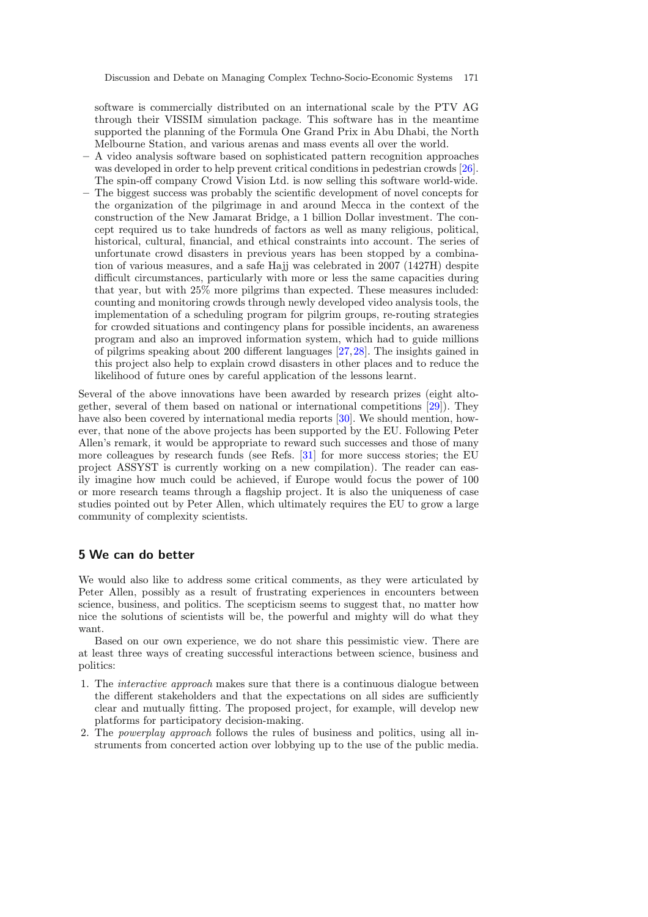software is commercially distributed on an international scale by the PTV AG through their VISSIM simulation package. This software has in the meantime supported the planning of the Formula One Grand Prix in Abu Dhabi, the North Melbourne Station, and various arenas and mass events all over the world.

- A video analysis software based on sophisticated pattern recognition approaches was developed in order to help prevent critical conditions in pedestrian crowds [26]. The spin-off company Crowd Vision Ltd. is now selling this software world-wide.
- The biggest success was probably the scientific development of novel concepts for the organization of the pilgrimage in and around Mecca in the context of the construction of the New Jamarat Bridge, a 1 billion Dollar investment. The concept required us to take hundreds of factors as well as many religious, political, historical, cultural, financial, and ethical constraints into account. The series of unfortunate crowd disasters in previous years has been stopped by a combination of various measures, and a safe Hajj was celebrated in 2007 (1427H) despite difficult circumstances, particularly with more or less the same capacities during that year, but with 25% more pilgrims than expected. These measures included: counting and monitoring crowds through newly developed video analysis tools, the implementation of a scheduling program for pilgrim groups, re-routing strategies for crowded situations and contingency plans for possible incidents, an awareness program and also an improved information system, which had to guide millions of pilgrims speaking about 200 different languages [27,28]. The insights gained in this project also help to explain crowd disasters in other places and to reduce the likelihood of future ones by careful application of the lessons learnt.

Several of the above innovations have been awarded by research prizes (eight altogether, several of them based on national or international competitions [29]). They have also been covered by international media reports [30]. We should mention, however, that none of the above projects has been supported by the EU. Following Peter Allen's remark, it would be appropriate to reward such successes and those of many more colleagues by research funds (see Refs. [31] for more success stories; the EU project ASSYST is currently working on a new compilation). The reader can easily imagine how much could be achieved, if Europe would focus the power of 100 or more research teams through a flagship project. It is also the uniqueness of case studies pointed out by Peter Allen, which ultimately requires the EU to grow a large community of complexity scientists.

## 5 We can do better

We would also like to address some critical comments, as they were articulated by Peter Allen, possibly as a result of frustrating experiences in encounters between science, business, and politics. The scepticism seems to suggest that, no matter how nice the solutions of scientists will be, the powerful and mighty will do what they want.

Based on our own experience, we do not share this pessimistic view. There are at least three ways of creating successful interactions between science, business and politics:

1. The *interactive approach* makes sure that there is a continuous dialogue between the different stakeholders and that the expectations on all sides are sufficiently clear and mutually fitting. The proposed project, for example, will develop new platforms for participatory decision-making.
2. The *powerplay approach* follows the rules of business and politics, using all instruments from concerted action over lobbying up to the use of the public media.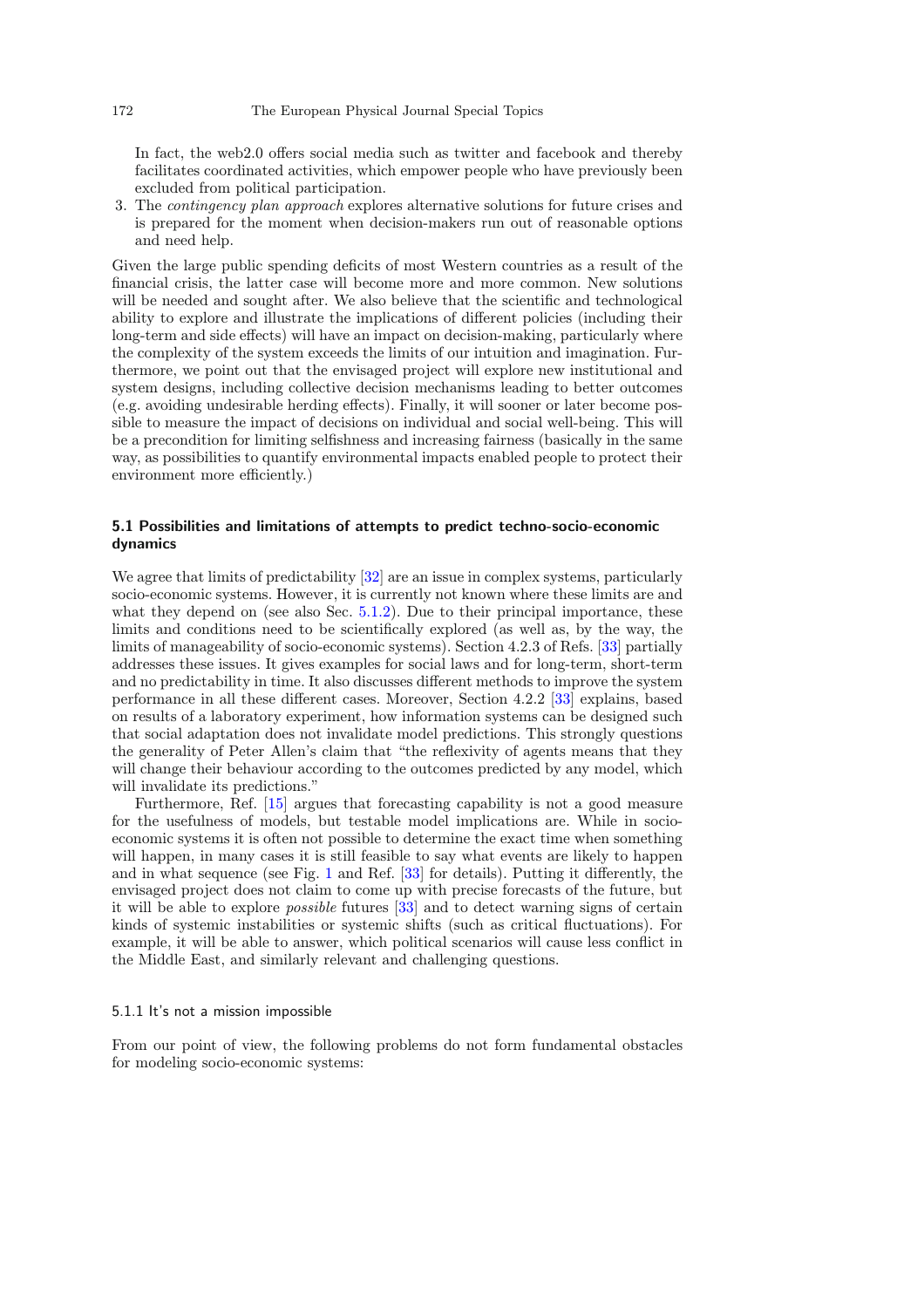In fact, the web2.0 offers social media such as twitter and facebook and thereby facilitates coordinated activities, which empower people who have previously been excluded from political participation.

3. The *contingency plan approach* explores alternative solutions for future crises and is prepared for the moment when decision-makers run out of reasonable options and need help.

Given the large public spending deficits of most Western countries as a result of the financial crisis, the latter case will become more and more common. New solutions will be needed and sought after. We also believe that the scientific and technological ability to explore and illustrate the implications of different policies (including their long-term and side effects) will have an impact on decision-making, particularly where the complexity of the system exceeds the limits of our intuition and imagination. Furthermore, we point out that the envisaged project will explore new institutional and system designs, including collective decision mechanisms leading to better outcomes (e.g. avoiding undesirable herding effects). Finally, it will sooner or later become possible to measure the impact of decisions on individual and social well-being. This will be a precondition for limiting selfishness and increasing fairness (basically in the same way, as possibilities to quantify environmental impacts enabled people to protect their environment more efficiently.)

### 5.1 Possibilities and limitations of attempts to predict techno-socio-economic dynamics

We agree that limits of predictability [32] are an issue in complex systems, particularly socio-economic systems. However, it is currently not known where these limits are and what they depend on (see also Sec. 5.1.2). Due to their principal importance, these limits and conditions need to be scientifically explored (as well as, by the way, the limits of manageability of socio-economic systems). Section 4.2.3 of Refs. [33] partially addresses these issues. It gives examples for social laws and for long-term, short-term and no predictability in time. It also discusses different methods to improve the system performance in all these different cases. Moreover, Section 4.2.2 [33] explains, based on results of a laboratory experiment, how information systems can be designed such that social adaptation does not invalidate model predictions. This strongly questions the generality of Peter Allen's claim that "the reflexivity of agents means that they will change their behaviour according to the outcomes predicted by any model, which will invalidate its predictions."

Furthermore, Ref. [15] argues that forecasting capability is not a good measure for the usefulness of models, but testable model implications are. While in socio-economic systems it is often not possible to determine the exact time when something will happen, in many cases it is still feasible to say what events are likely to happen and in what sequence (see Fig. 1 and Ref. [33] for details). Putting it differently, the envisaged project does not claim to come up with precise forecasts of the future, but it will be able to explore *possible* futures [33] and to detect warning signs of certain kinds of systemic instabilities or systemic shifts (such as critical fluctuations). For example, it will be able to answer, which political scenarios will cause less conflict in the Middle East, and similarly relevant and challenging questions.

#### 5.1.1 It's not a mission impossible

From our point of view, the following problems do not form fundamental obstacles for modeling socio-economic systems: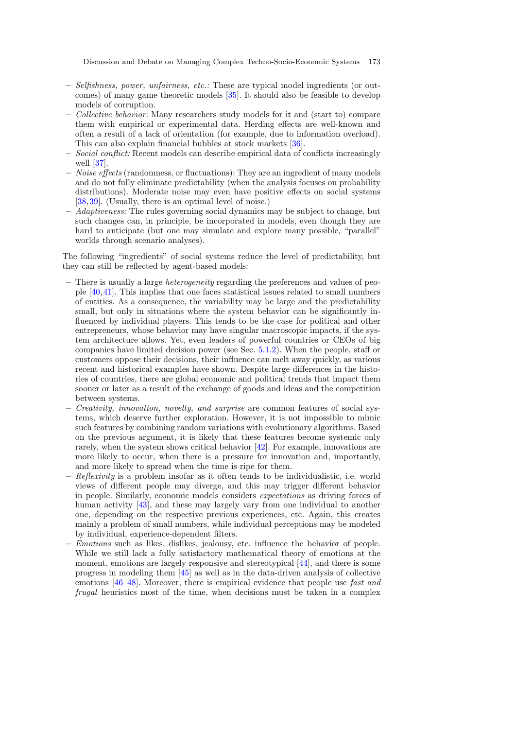- *Selfishness, power, unfairness, etc.:* These are typical model ingredients (or outcomes) of many game theoretic models [35]. It should also be feasible to develop models of corruption.
- *Collective behavior:* Many researchers study models for it and (start to) compare them with empirical or experimental data. Herding effects are well-known and often a result of a lack of orientation (for example, due to information overload). This can also explain financial bubbles at stock markets [36].
- *Social conflict:* Recent models can describe empirical data of conflicts increasingly well [37].
- *Noise effects* (randomness, or fluctuations): They are an ingredient of many models and do not fully eliminate predictability (when the analysis focuses on probability distributions). Moderate noise may even have positive effects on social systems [38,39]. (Usually, there is an optimal level of noise.)
- *Adaptiveness:* The rules governing social dynamics may be subject to change, but such changes can, in principle, be incorporated in models, even though they are hard to anticipate (but one may simulate and explore many possible, "parallel" worlds through scenario analyses).

The following "ingredients" of social systems reduce the level of predictability, but they can still be reflected by agent-based models:

- There is usually a large *heterogeneity* regarding the preferences and values of people [40,41]. This implies that one faces statistical issues related to small numbers of entities. As a consequence, the variability may be large and the predictability small, but only in situations where the system behavior can be significantly influenced by individual players. This tends to be the case for political and other entrepreneurs, whose behavior may have singular macroscopic impacts, if the system architecture allows. Yet, even leaders of powerful countries or CEOs of big companies have limited decision power (see Sec. 5.1.2). When the people, staff or customers oppose their decisions, their influence can melt away quickly, as various recent and historical examples have shown. Despite large differences in the histories of countries, there are global economic and political trends that impact them sooner or later as a result of the exchange of goods and ideas and the competition between systems.
- *Creativity, innovation, novelty, and surprise* are common features of social systems, which deserve further exploration. However, it is not impossible to mimic such features by combining random variations with evolutionary algorithms. Based on the previous argument, it is likely that these features become systemic only rarely, when the system shows critical behavior [42]. For example, innovations are more likely to occur, when there is a pressure for innovation and, importantly, and more likely to spread when the time is ripe for them.
- *Reflexivity* is a problem insofar as it often tends to be individualistic, i.e. world views of different people may diverge, and this may trigger different behavior in people. Similarly, economic models considers *expectations* as driving forces of human activity [43], and these may largely vary from one individual to another one, depending on the respective previous experiences, etc. Again, this creates mainly a problem of small numbers, while individual perceptions may be modeled by individual, experience-dependent filters.
- *Emotions* such as likes, dislikes, jealousy, etc. influence the behavior of people. While we still lack a fully satisfactory mathematical theory of emotions at the moment, emotions are largely responsive and stereotypical [44], and there is some progress in modeling them [45] as well as in the data-driven analysis of collective emotions [46–48]. Moreover, there is empirical evidence that people use *fast and frugal* heuristics most of the time, when decisions must be taken in a complex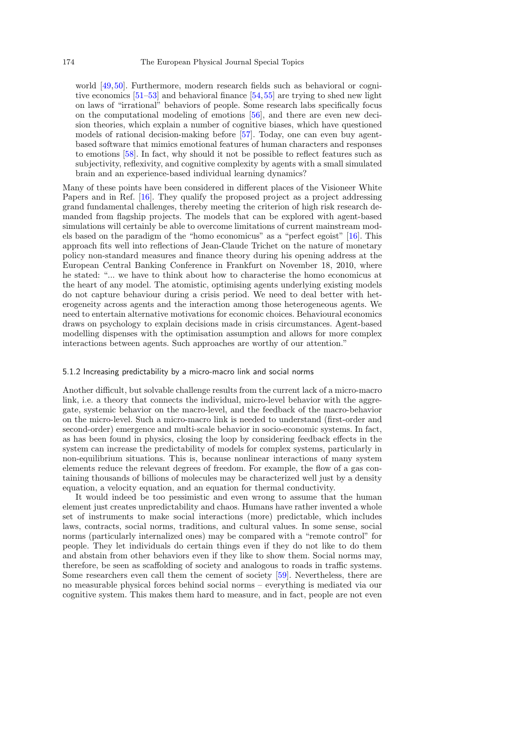world [49,50]. Furthermore, modern research fields such as behavioral or cognitive economics [51–53] and behavioral finance [54,55] are trying to shed new light on laws of "irrational" behaviors of people. Some research labs specifically focus on the computational modeling of emotions [56], and there are even new decision theories, which explain a number of cognitive biases, which have questioned models of rational decision-making before [57]. Today, one can even buy agent-based software that mimics emotional features of human characters and responses to emotions [58]. In fact, why should it not be possible to reflect features such as subjectivity, reflexivity, and cognitive complexity by agents with a small simulated brain and an experience-based individual learning dynamics?

Many of these points have been considered in different places of the Visioneer White Papers and in Ref. [16]. They qualify the proposed project as a project addressing grand fundamental challenges, thereby meeting the criterion of high risk research demanded from flagship projects. The models that can be explored with agent-based simulations will certainly be able to overcome limitations of current mainstream models based on the paradigm of the "homo economicus" as a "perfect egoist" [16]. This approach fits well into reflections of Jean-Claude Trichet on the nature of monetary policy non-standard measures and finance theory during his opening address at the European Central Banking Conference in Frankfurt on November 18, 2010, where he stated: "... we have to think about how to characterise the homo economicus at the heart of any model. The atomistic, optimising agents underlying existing models do not capture behaviour during a crisis period. We need to deal better with heterogeneity across agents and the interaction among those heterogeneous agents. We need to entertain alternative motivations for economic choices. Behavioural economics draws on psychology to explain decisions made in crisis circumstances. Agent-based modelling dispenses with the optimisation assumption and allows for more complex interactions between agents. Such approaches are worthy of our attention."

### 5.1.2 Increasing predictability by a micro-macro link and social norms

Another difficult, but solvable challenge results from the current lack of a micro-macro link, i.e. a theory that connects the individual, micro-level behavior with the aggregate, systemic behavior on the macro-level, and the feedback of the macro-behavior on the micro-level. Such a micro-macro link is needed to understand (first-order and second-order) emergence and multi-scale behavior in socio-economic systems. In fact, as has been found in physics, closing the loop by considering feedback effects in the system can increase the predictability of models for complex systems, particularly in non-equilibrium situations. This is, because nonlinear interactions of many system elements reduce the relevant degrees of freedom. For example, the flow of a gas containing thousands of billions of molecules may be characterized well just by a density equation, a velocity equation, and an equation for thermal conductivity.

It would indeed be too pessimistic and even wrong to assume that the human element just creates unpredictability and chaos. Humans have rather invented a whole set of instruments to make social interactions (more) predictable, which includes laws, contracts, social norms, traditions, and cultural values. In some sense, social norms (particularly internalized ones) may be compared with a "remote control" for people. They let individuals do certain things even if they do not like to do them and abstain from other behaviors even if they like to show them. Social norms may, therefore, be seen as scaffolding of society and analogous to roads in traffic systems. Some researchers even call them the cement of society [59]. Nevertheless, there are no measurable physical forces behind social norms – everything is mediated via our cognitive system. This makes them hard to measure, and in fact, people are not even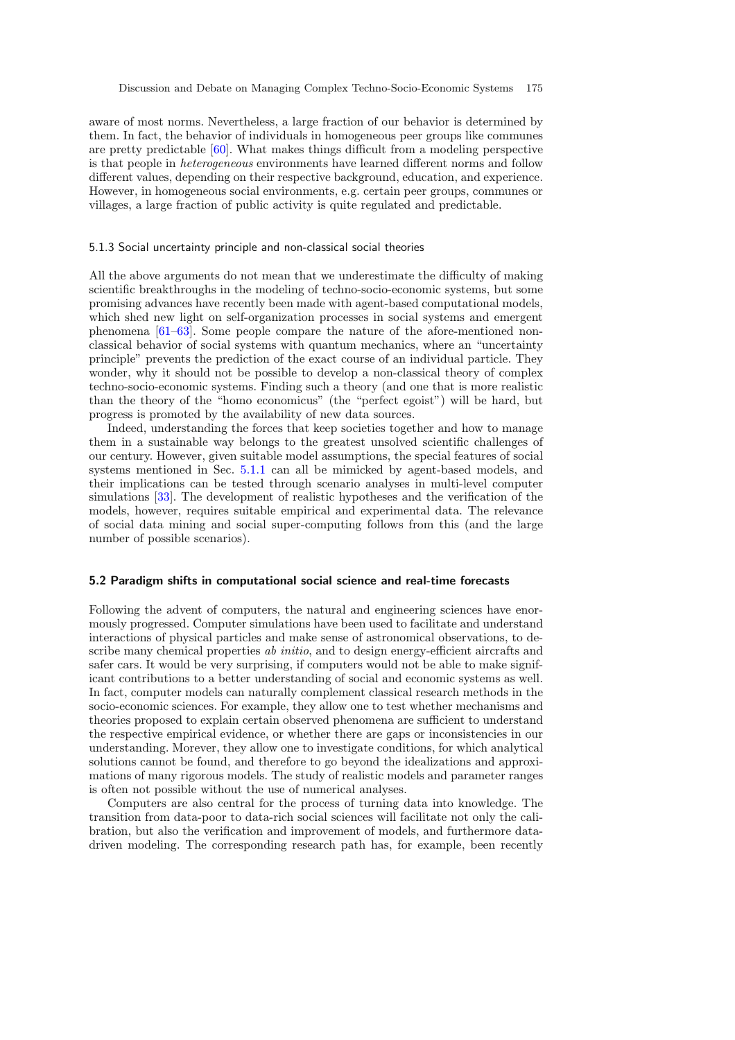aware of most norms. Nevertheless, a large fraction of our behavior is determined by them. In fact, the behavior of individuals in homogeneous peer groups like communes are pretty predictable [60]. What makes things difficult from a modeling perspective is that people in *heterogeneous* environments have learned different norms and follow different values, depending on their respective background, education, and experience. However, in homogeneous social environments, e.g. certain peer groups, communes or villages, a large fraction of public activity is quite regulated and predictable.

### 5.1.3 Social uncertainty principle and non-classical social theories

All the above arguments do not mean that we underestimate the difficulty of making scientific breakthroughs in the modeling of techno-socio-economic systems, but some promising advances have recently been made with agent-based computational models, which shed new light on self-organization processes in social systems and emergent phenomena [61–63]. Some people compare the nature of the afore-mentioned non-classical behavior of social systems with quantum mechanics, where an "uncertainty principle" prevents the prediction of the exact course of an individual particle. They wonder, why it should not be possible to develop a non-classical theory of complex techno-socio-economic systems. Finding such a theory (and one that is more realistic than the theory of the "homo economicus" (the "perfect egoist") will be hard, but progress is promoted by the availability of new data sources.

Indeed, understanding the forces that keep societies together and how to manage them in a sustainable way belongs to the greatest unsolved scientific challenges of our century. However, given suitable model assumptions, the special features of social systems mentioned in Sec. 5.1.1 can all be mimicked by agent-based models, and their implications can be tested through scenario analyses in multi-level computer simulations [33]. The development of realistic hypotheses and the verification of the models, however, requires suitable empirical and experimental data. The relevance of social data mining and social super-computing follows from this (and the large number of possible scenarios).

## 5.2 Paradigm shifts in computational social science and real-time forecasts

Following the advent of computers, the natural and engineering sciences have enormously progressed. Computer simulations have been used to facilitate and understand interactions of physical particles and make sense of astronomical observations, to describe many chemical properties *ab initio*, and to design energy-efficient aircrafts and safer cars. It would be very surprising, if computers would not be able to make significant contributions to a better understanding of social and economic systems as well. In fact, computer models can naturally complement classical research methods in the socio-economic sciences. For example, they allow one to test whether mechanisms and theories proposed to explain certain observed phenomena are sufficient to understand the respective empirical evidence, or whether there are gaps or inconsistencies in our understanding. Morever, they allow one to investigate conditions, for which analytical solutions cannot be found, and therefore to go beyond the idealizations and approximations of many rigorous models. The study of realistic models and parameter ranges is often not possible without the use of numerical analyses.

Computers are also central for the process of turning data into knowledge. The transition from data-poor to data-rich social sciences will facilitate not only the calibration, but also the verification and improvement of models, and furthermore data-driven modeling. The corresponding research path has, for example, been recently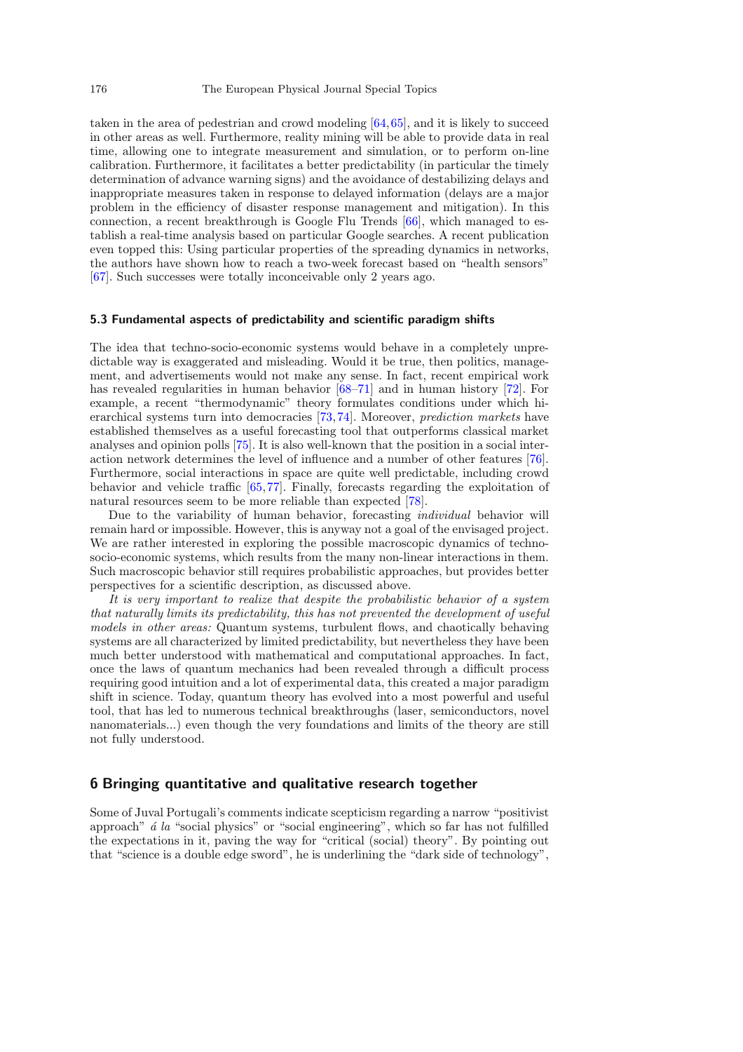taken in the area of pedestrian and crowd modeling [64,65], and it is likely to succeed in other areas as well. Furthermore, reality mining will be able to provide data in real time, allowing one to integrate measurement and simulation, or to perform on-line calibration. Furthermore, it facilitates a better predictability (in particular the timely determination of advance warning signs) and the avoidance of destabilizing delays and inappropriate measures taken in response to delayed information (delays are a major problem in the efficiency of disaster response management and mitigation). In this connection, a recent breakthrough is Google Flu Trends [66], which managed to establish a real-time analysis based on particular Google searches. A recent publication even topped this: Using particular properties of the spreading dynamics in networks, the authors have shown how to reach a two-week forecast based on "health sensors" [67]. Such successes were totally inconceivable only 2 years ago.

### 5.3 Fundamental aspects of predictability and scientific paradigm shifts

The idea that techno-socio-economic systems would behave in a completely unpredictable way is exaggerated and misleading. Would it be true, then politics, management, and advertisements would not make any sense. In fact, recent empirical work has revealed regularities in human behavior [68–71] and in human history [72]. For example, a recent "thermodynamic" theory formulates conditions under which hierarchical systems turn into democracies [73,74]. Moreover, *prediction markets* have established themselves as a useful forecasting tool that outperforms classical market analyses and opinion polls [75]. It is also well-known that the position in a social interaction network determines the level of influence and a number of other features [76]. Furthermore, social interactions in space are quite well predictable, including crowd behavior and vehicle traffic [65,77]. Finally, forecasts regarding the exploitation of natural resources seem to be more reliable than expected [78].

Due to the variability of human behavior, forecasting *individual* behavior will remain hard or impossible. However, this is anyway not a goal of the envisaged project. We are rather interested in exploring the possible macroscopic dynamics of techno-socio-economic systems, which results from the many non-linear interactions in them. Such macroscopic behavior still requires probabilistic approaches, but provides better perspectives for a scientific description, as discussed above.

*It is very important to realize that despite the probabilistic behavior of a system that naturally limits its predictability, this has not prevented the development of useful models in other areas:* Quantum systems, turbulent flows, and chaotically behaving systems are all characterized by limited predictability, but nevertheless they have been much better understood with mathematical and computational approaches. In fact, once the laws of quantum mechanics had been revealed through a difficult process requiring good intuition and a lot of experimental data, this created a major paradigm shift in science. Today, quantum theory has evolved into a most powerful and useful tool, that has led to numerous technical breakthroughs (laser, semiconductors, novel nanomaterials...) even though the very foundations and limits of the theory are still not fully understood.

## 6 Bringing quantitative and qualitative research together

Some of Juval Portugali's comments indicate scepticism regarding a narrow "positivist approach" *á la* "social physics" or "social engineering", which so far has not fulfilled the expectations in it, paving the way for "critical (social) theory". By pointing out that "science is a double edge sword", he is underlining the "dark side of technology",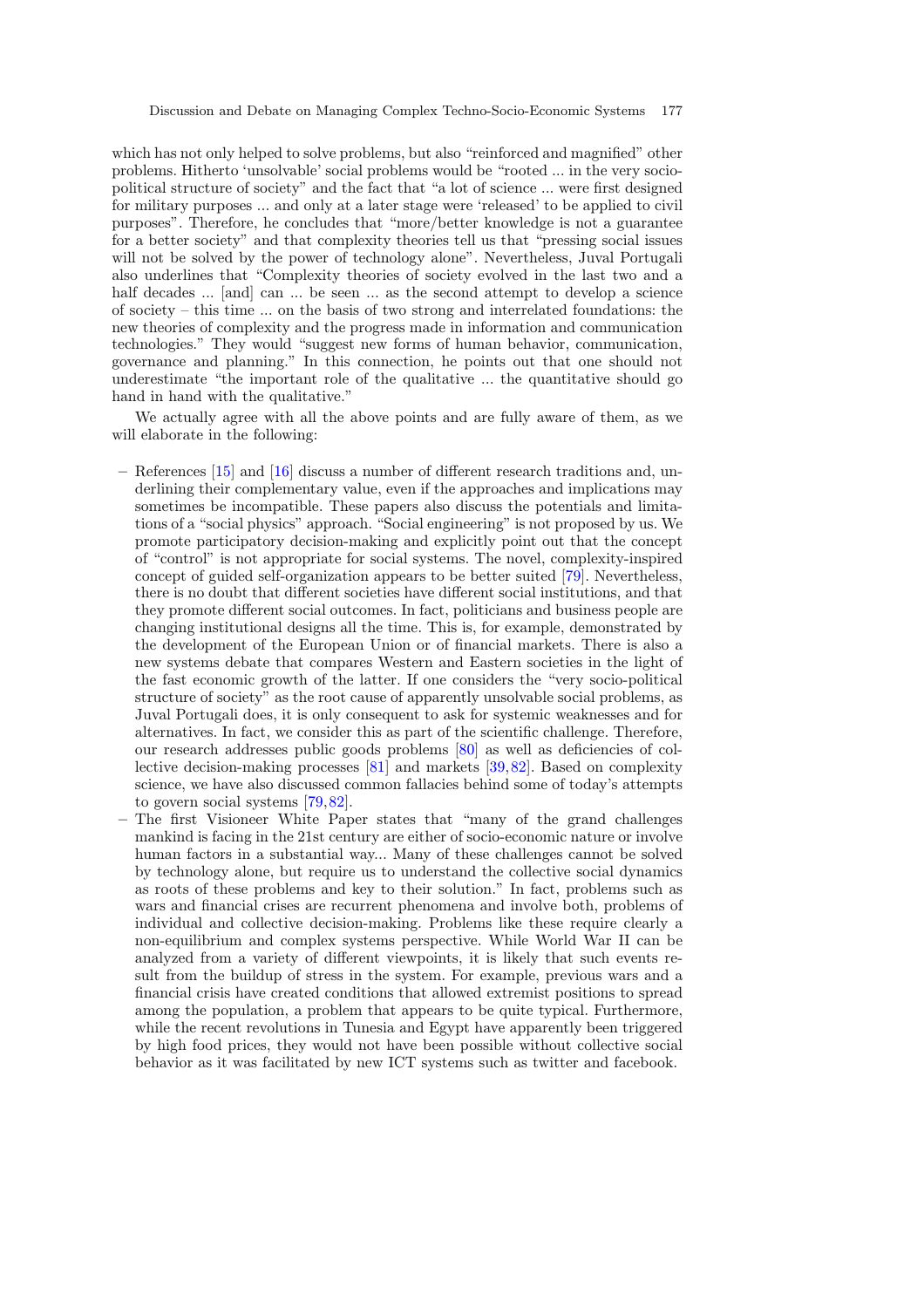which has not only helped to solve problems, but also "reinforced and magnified" other problems. Hitherto 'unsolvable' social problems would be "rooted ... in the very socio-political structure of society" and the fact that "a lot of science ... were first designed for military purposes ... and only at a later stage were 'released' to be applied to civil purposes". Therefore, he concludes that "more/better knowledge is not a guarantee for a better society" and that complexity theories tell us that "pressing social issues will not be solved by the power of technology alone". Nevertheless, Juval Portugali also underlines that "Complexity theories of society evolved in the last two and a half decades ... [and] can ... be seen ... as the second attempt to develop a science of society – this time ... on the basis of two strong and interrelated foundations: the new theories of complexity and the progress made in information and communication technologies." They would "suggest new forms of human behavior, communication, governance and planning." In this connection, he points out that one should not underestimate "the important role of the qualitative ... the quantitative should go hand in hand with the qualitative."

We actually agree with all the above points and are fully aware of them, as we will elaborate in the following:

- References [15] and [16] discuss a number of different research traditions and, underlining their complementary value, even if the approaches and implications may sometimes be incompatible. These papers also discuss the potentials and limitations of a "social physics" approach. "Social engineering" is not proposed by us. We promote participatory decision-making and explicitly point out that the concept of "control" is not appropriate for social systems. The novel, complexity-inspired concept of guided self-organization appears to be better suited [79]. Nevertheless, there is no doubt that different societies have different social institutions, and that they promote different social outcomes. In fact, politicians and business people are changing institutional designs all the time. This is, for example, demonstrated by the development of the European Union or of financial markets. There is also a new systems debate that compares Western and Eastern societies in the light of the fast economic growth of the latter. If one considers the "very socio-political structure of society" as the root cause of apparently unsolvable social problems, as Juval Portugali does, it is only consequent to ask for systemic weaknesses and for alternatives. In fact, we consider this as part of the scientific challenge. Therefore, our research addresses public goods problems [80] as well as deficiencies of collective decision-making processes [81] and markets [39,82]. Based on complexity science, we have also discussed common fallacies behind some of today's attempts to govern social systems [79,82].
- The first Visioneer White Paper states that "many of the grand challenges mankind is facing in the 21st century are either of socio-economic nature or involve human factors in a substantial way... Many of these challenges cannot be solved by technology alone, but require us to understand the collective social dynamics as roots of these problems and key to their solution." In fact, problems such as wars and financial crises are recurrent phenomena and involve both, problems of individual and collective decision-making. Problems like these require clearly a non-equilibrium and complex systems perspective. While World War II can be analyzed from a variety of different viewpoints, it is likely that such events result from the buildup of stress in the system. For example, previous wars and a financial crisis have created conditions that allowed extremist positions to spread among the population, a problem that appears to be quite typical. Furthermore, while the recent revolutions in Tunesia and Egypt have apparently been triggered by high food prices, they would not have been possible without collective social behavior as it was facilitated by new ICT systems such as twitter and facebook.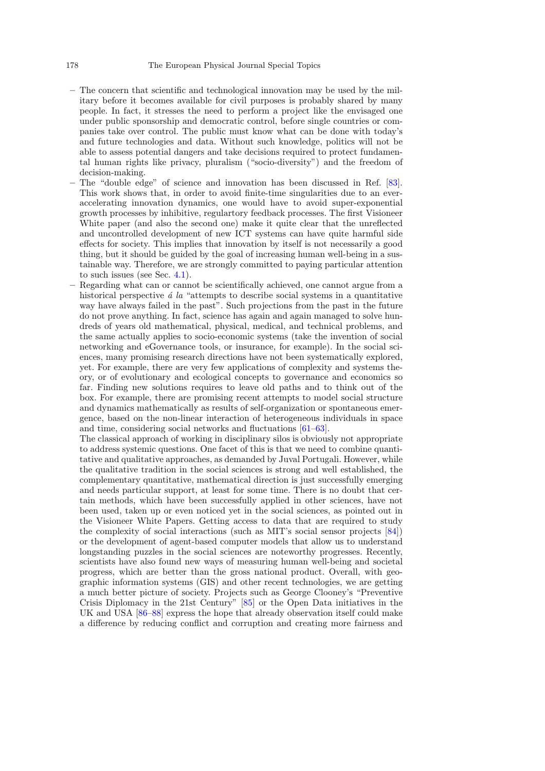- The concern that scientific and technological innovation may be used by the military before it becomes available for civil purposes is probably shared by many people. In fact, it stresses the need to perform a project like the envisaged one under public sponsorship and democratic control, before single countries or companies take over control. The public must know what can be done with today's and future technologies and data. Without such knowledge, politics will not be able to assess potential dangers and take decisions required to protect fundamental human rights like privacy, pluralism ("socio-diversity") and the freedom of decision-making.
- The "double edge" of science and innovation has been discussed in Ref. [83]. This work shows that, in order to avoid finite-time singularities due to an ever-accelerating innovation dynamics, one would have to avoid super-exponential growth processes by inhibitive, regulartory feedback processes. The first Visioneer White paper (and also the second one) make it quite clear that the unreflected and uncontrolled development of new ICT systems can have quite harmful side effects for society. This implies that innovation by itself is not necessarily a good thing, but it should be guided by the goal of increasing human well-being in a sustainable way. Therefore, we are strongly committed to paying particular attention to such issues (see Sec. 4.1).
- Regarding what can or cannot be scientifically achieved, one cannot argue from a historical perspective *á la* "attempts to describe social systems in a quantitative way have always failed in the past". Such projections from the past in the future do not prove anything. In fact, science has again and again managed to solve hundreds of years old mathematical, physical, medical, and technical problems, and the same actually applies to socio-economic systems (take the invention of social networking and eGovernance tools, or insurance, for example). In the social sciences, many promising research directions have not been systematically explored, yet. For example, there are very few applications of complexity and systems theory, or of evolutionary and ecological concepts to governance and economics so far. Finding new solutions requires to leave old paths and to think out of the box. For example, there are promising recent attempts to model social structure and dynamics mathematically as results of self-organization or spontaneous emergence, based on the non-linear interaction of heterogeneous individuals in space and time, considering social networks and fluctuations [61–63].

  The classical approach of working in disciplinary silos is obviously not appropriate to address systemic questions. One facet of this is that we need to combine quantitative and qualitative approaches, as demanded by Juval Portugali. However, while the qualitative tradition in the social sciences is strong and well established, the complementary quantitative, mathematical direction is just successfully emerging and needs particular support, at least for some time. There is no doubt that certain methods, which have been successfully applied in other sciences, have not been used, taken up or even noticed yet in the social sciences, as pointed out in the Visioneer White Papers. Getting access to data that are required to study the complexity of social interactions (such as MIT's social sensor projects [84]) or the development of agent-based computer models that allow us to understand longstanding puzzles in the social sciences are noteworthy progresses. Recently, scientists have also found new ways of measuring human well-being and societal progress, which are better than the gross national product. Overall, with geographic information systems (GIS) and other recent technologies, we are getting a much better picture of society. Projects such as George Clooney's "Preventive Crisis Diplomacy in the 21st Century" [85] or the Open Data initiatives in the UK and USA [86–88] express the hope that already observation itself could make a difference by reducing conflict and corruption and creating more fairness and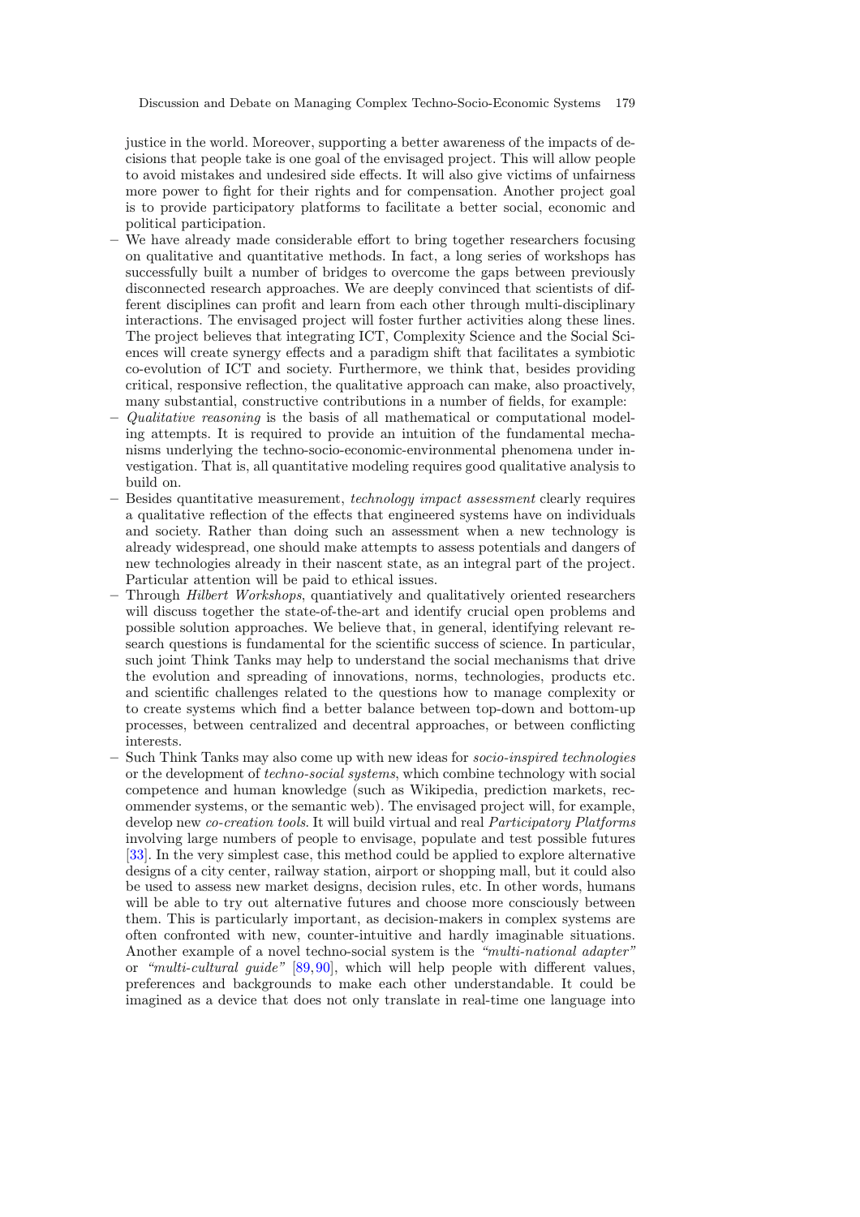justice in the world. Moreover, supporting a better awareness of the impacts of decisions that people take is one goal of the envisaged project. This will allow people to avoid mistakes and undesired side effects. It will also give victims of unfairness more power to fight for their rights and for compensation. Another project goal is to provide participatory platforms to facilitate a better social, economic and political participation.

- We have already made considerable effort to bring together researchers focusing on qualitative and quantitative methods. In fact, a long series of workshops has successfully built a number of bridges to overcome the gaps between previously disconnected research approaches. We are deeply convinced that scientists of different disciplines can profit and learn from each other through multi-disciplinary interactions. The envisaged project will foster further activities along these lines. The project believes that integrating ICT, Complexity Science and the Social Sciences will create synergy effects and a paradigm shift that facilitates a symbiotic co-evolution of ICT and society. Furthermore, we think that, besides providing critical, responsive reflection, the qualitative approach can make, also proactively, many substantial, constructive contributions in a number of fields, for example:
- *Qualitative reasoning* is the basis of all mathematical or computational modeling attempts. It is required to provide an intuition of the fundamental mechanisms underlying the techno-socio-economic-environmental phenomena under investigation. That is, all quantitative modeling requires good qualitative analysis to build on.
- Besides quantitative measurement, *technology impact assessment* clearly requires a qualitative reflection of the effects that engineered systems have on individuals and society. Rather than doing such an assessment when a new technology is already widespread, one should make attempts to assess potentials and dangers of new technologies already in their nascent state, as an integral part of the project. Particular attention will be paid to ethical issues.
- Through *Hilbert Workshops*, quantitatively and qualitatively oriented researchers will discuss together the state-of-the-art and identify crucial open problems and possible solution approaches. We believe that, in general, identifying relevant research questions is fundamental for the scientific success of science. In particular, such joint Think Tanks may help to understand the social mechanisms that drive the evolution and spreading of innovations, norms, technologies, products etc. and scientific challenges related to the questions how to manage complexity or to create systems which find a better balance between top-down and bottom-up processes, between centralized and decentral approaches, or between conflicting interests.
- Such Think Tanks may also come up with new ideas for *socio-inspired technologies* or the development of *techno-social systems*, which combine technology with social competence and human knowledge (such as Wikipedia, prediction markets, recommender systems, or the semantic web). The envisaged project will, for example, develop new *co-creation tools*. It will build virtual and real *Participatory Platforms* involving large numbers of people to envisage, populate and test possible futures [33]. In the very simplest case, this method could be applied to explore alternative designs of a city center, railway station, airport or shopping mall, but it could also be used to assess new market designs, decision rules, etc. In other words, humans will be able to try out alternative futures and choose more consciously between them. This is particularly important, as decision-makers in complex systems are often confronted with new, counter-intuitive and hardly imaginable situations. Another example of a novel techno-social system is the *"multi-national adapter"* or *"multi-cultural guide"* [89,90], which will help people with different values, preferences and backgrounds to make each other understandable. It could be imagined as a device that does not only translate in real-time one language into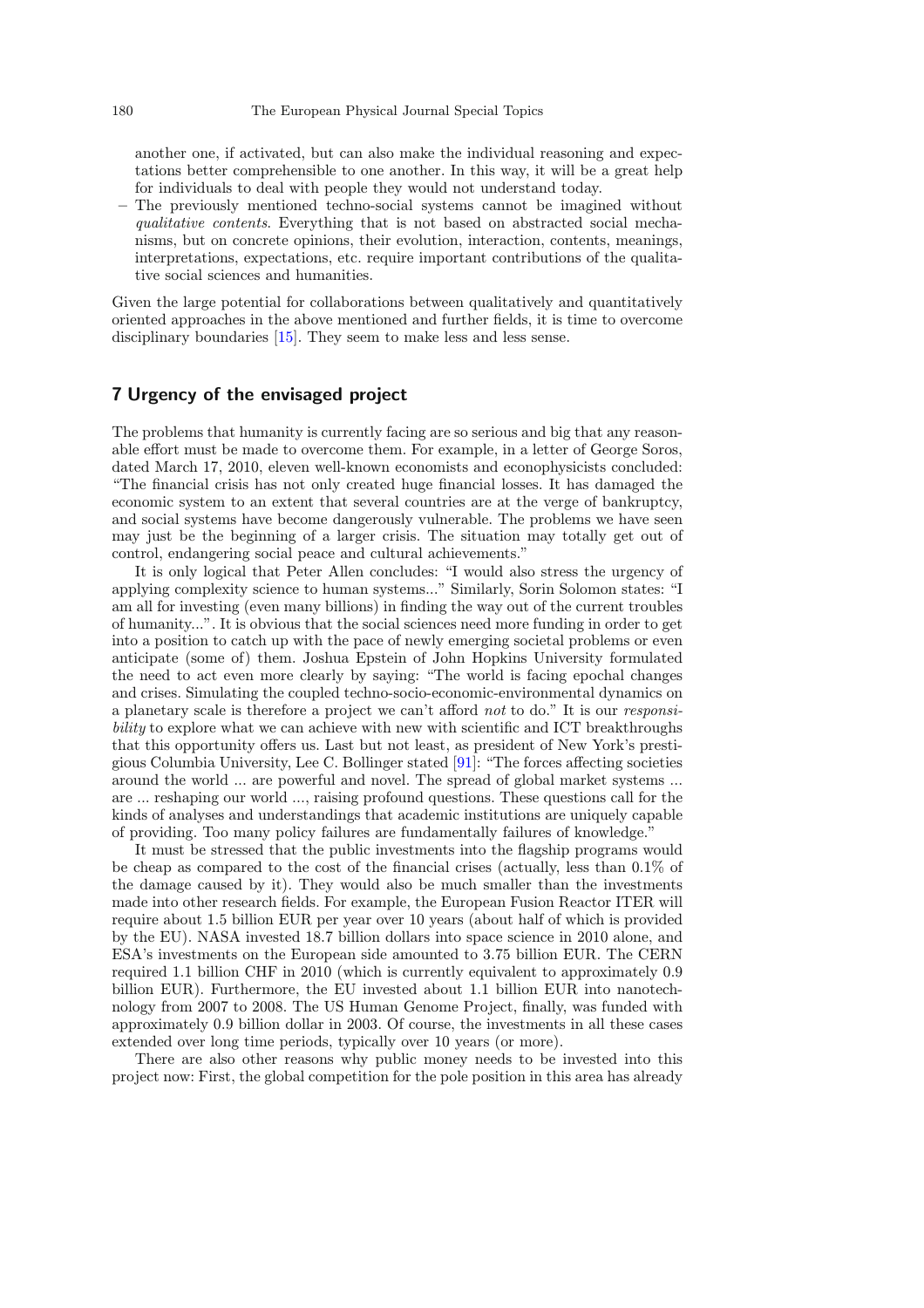another one, if activated, but can also make the individual reasoning and expectations better comprehensible to one another. In this way, it will be a great help for individuals to deal with people they would not understand today.

- The previously mentioned techno-social systems cannot be imagined without *qualitative contents*. Everything that is not based on abstracted social mechanisms, but on concrete opinions, their evolution, interaction, contents, meanings, interpretations, expectations, etc. require important contributions of the qualitative social sciences and humanities.

Given the large potential for collaborations between qualitatively and quantitatively oriented approaches in the above mentioned and further fields, it is time to overcome disciplinary boundaries [15]. They seem to make less and less sense.

## 7 Urgency of the envisaged project

The problems that humanity is currently facing are so serious and big that any reasonable effort must be made to overcome them. For example, in a letter of George Soros, dated March 17, 2010, eleven well-known economists and econophysicists concluded: "The financial crisis has not only created huge financial losses. It has damaged the economic system to an extent that several countries are at the verge of bankruptcy, and social systems have become dangerously vulnerable. The problems we have seen may just be the beginning of a larger crisis. The situation may totally get out of control, endangering social peace and cultural achievements."

It is only logical that Peter Allen concludes: "I would also stress the urgency of applying complexity science to human systems..." Similarly, Sorin Solomon states: "I am all for investing (even many billions) in finding the way out of the current troubles of humanity...". It is obvious that the social sciences need more funding in order to get into a position to catch up with the pace of newly emerging societal problems or even anticipate (some of) them. Joshua Epstein of John Hopkins University formulated the need to act even more clearly by saying: "The world is facing epochal changes and crises. Simulating the coupled techno-socio-economic-environmental dynamics on a planetary scale is therefore a project we can't afford *not* to do." It is our *responsibility* to explore what we can achieve with new with scientific and ICT breakthroughs that this opportunity offers us. Last but not least, as president of New York's prestigious Columbia University, Lee C. Bollinger stated [91]: "The forces affecting societies around the world ... are powerful and novel. The spread of global market systems ... are ... reshaping our world ..., raising profound questions. These questions call for the kinds of analyses and understandings that academic institutions are uniquely capable of providing. Too many policy failures are fundamentally failures of knowledge."

It must be stressed that the public investments into the flagship programs would be cheap as compared to the cost of the financial crises (actually, less than 0.1% of the damage caused by it). They would also be much smaller than the investments made into other research fields. For example, the European Fusion Reactor ITER will require about 1.5 billion EUR per year over 10 years (about half of which is provided by the EU). NASA invested 18.7 billion dollars into space science in 2010 alone, and ESA's investments on the European side amounted to 3.75 billion EUR. The CERN required 1.1 billion CHF in 2010 (which is currently equivalent to approximately 0.9 billion EUR). Furthermore, the EU invested about 1.1 billion EUR into nanotechnology from 2007 to 2008. The US Human Genome Project, finally, was funded with approximately 0.9 billion dollar in 2003. Of course, the investments in all these cases extended over long time periods, typically over 10 years (or more).

There are also other reasons why public money needs to be invested into this project now: First, the global competition for the pole position in this area has already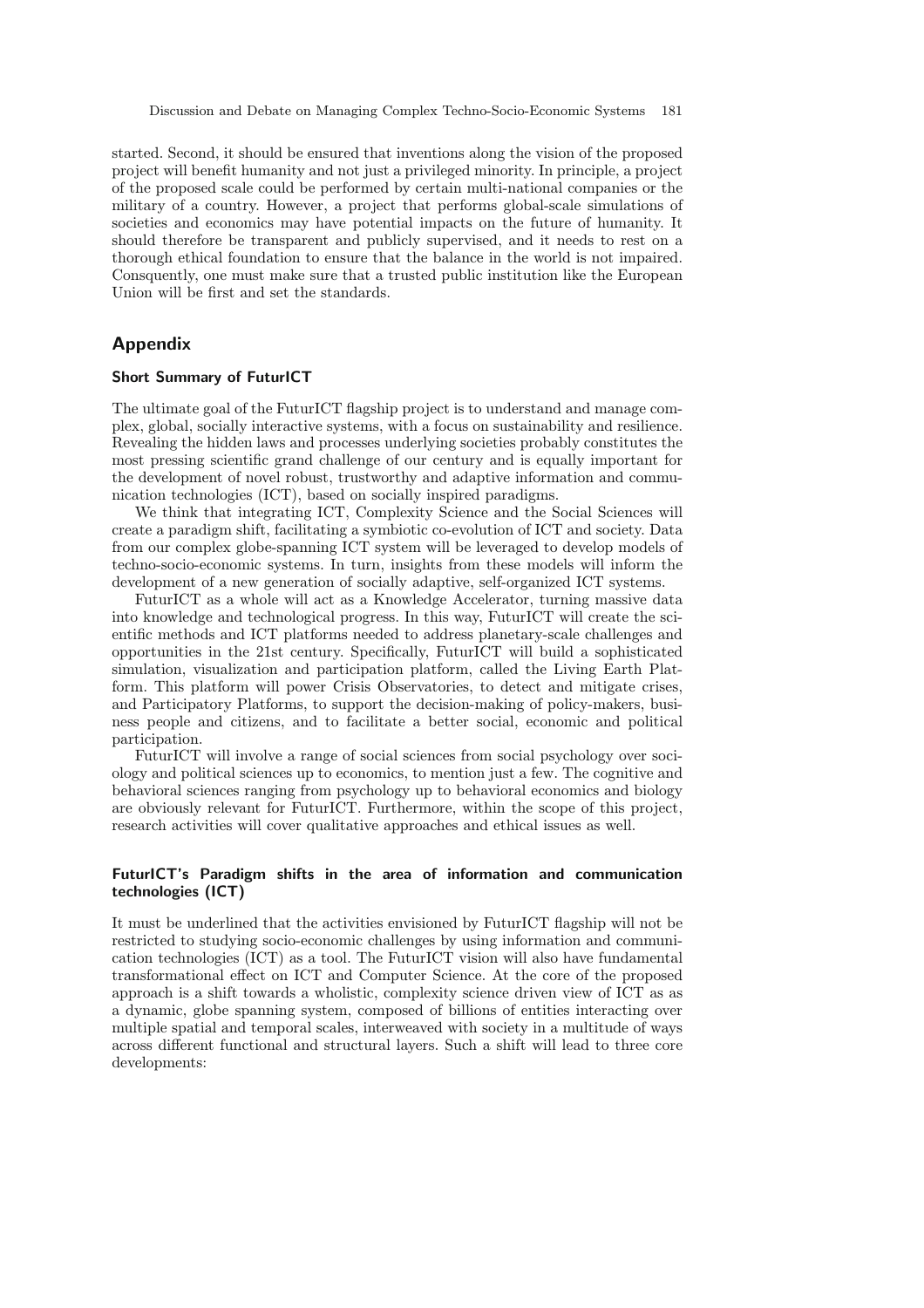started. Second, it should be ensured that inventions along the vision of the proposed project will benefit humanity and not just a privileged minority. In principle, a project of the proposed scale could be performed by certain multi-national companies or the military of a country. However, a project that performs global-scale simulations of societies and economics may have potential impacts on the future of humanity. It should therefore be transparent and publicly supervised, and it needs to rest on a thorough ethical foundation to ensure that the balance in the world is not impaired. Consquently, one must make sure that a trusted public institution like the European Union will be first and set the standards.

## Appendix

### Short Summary of FuturICT

The ultimate goal of the FuturICT flagship project is to understand and manage complex, global, socially interactive systems, with a focus on sustainability and resilience. Revealing the hidden laws and processes underlying societies probably constitutes the most pressing scientific grand challenge of our century and is equally important for the development of novel robust, trustworthy and adaptive information and communication technologies (ICT), based on socially inspired paradigms.

We think that integrating ICT, Complexity Science and the Social Sciences will create a paradigm shift, facilitating a symbiotic co-evolution of ICT and society. Data from our complex globe-spanning ICT system will be leveraged to develop models of techno-socio-economic systems. In turn, insights from these models will inform the development of a new generation of socially adaptive, self-organized ICT systems.

FuturICT as a whole will act as a Knowledge Accelerator, turning massive data into knowledge and technological progress. In this way, FuturICT will create the scientific methods and ICT platforms needed to address planetary-scale challenges and opportunities in the 21st century. Specifically, FuturICT will build a sophisticated simulation, visualization and participation platform, called the Living Earth Platform. This platform will power Crisis Observatories, to detect and mitigate crises, and Participatory Platforms, to support the decision-making of policy-makers, business people and citizens, and to facilitate a better social, economic and political participation.

FuturICT will involve a range of social sciences from social psychology over sociology and political sciences up to economics, to mention just a few. The cognitive and behavioral sciences ranging from psychology up to behavioral economics and biology are obviously relevant for FuturICT. Furthermore, within the scope of this project, research activities will cover qualitative approaches and ethical issues as well.

### FuturICT's Paradigm shifts in the area of information and communication technologies (ICT)

It must be underlined that the activities envisioned by FuturICT flagship will not be restricted to studying socio-economic challenges by using information and communication technologies (ICT) as a tool. The FuturICT vision will also have fundamental transformational effect on ICT and Computer Science. At the core of the proposed approach is a shift towards a wholistic, complexity science driven view of ICT as as a dynamic, globe spanning system, composed of billions of entities interacting over multiple spatial and temporal scales, interweaved with society in a multitude of ways across different functional and structural layers. Such a shift will lead to three core developments: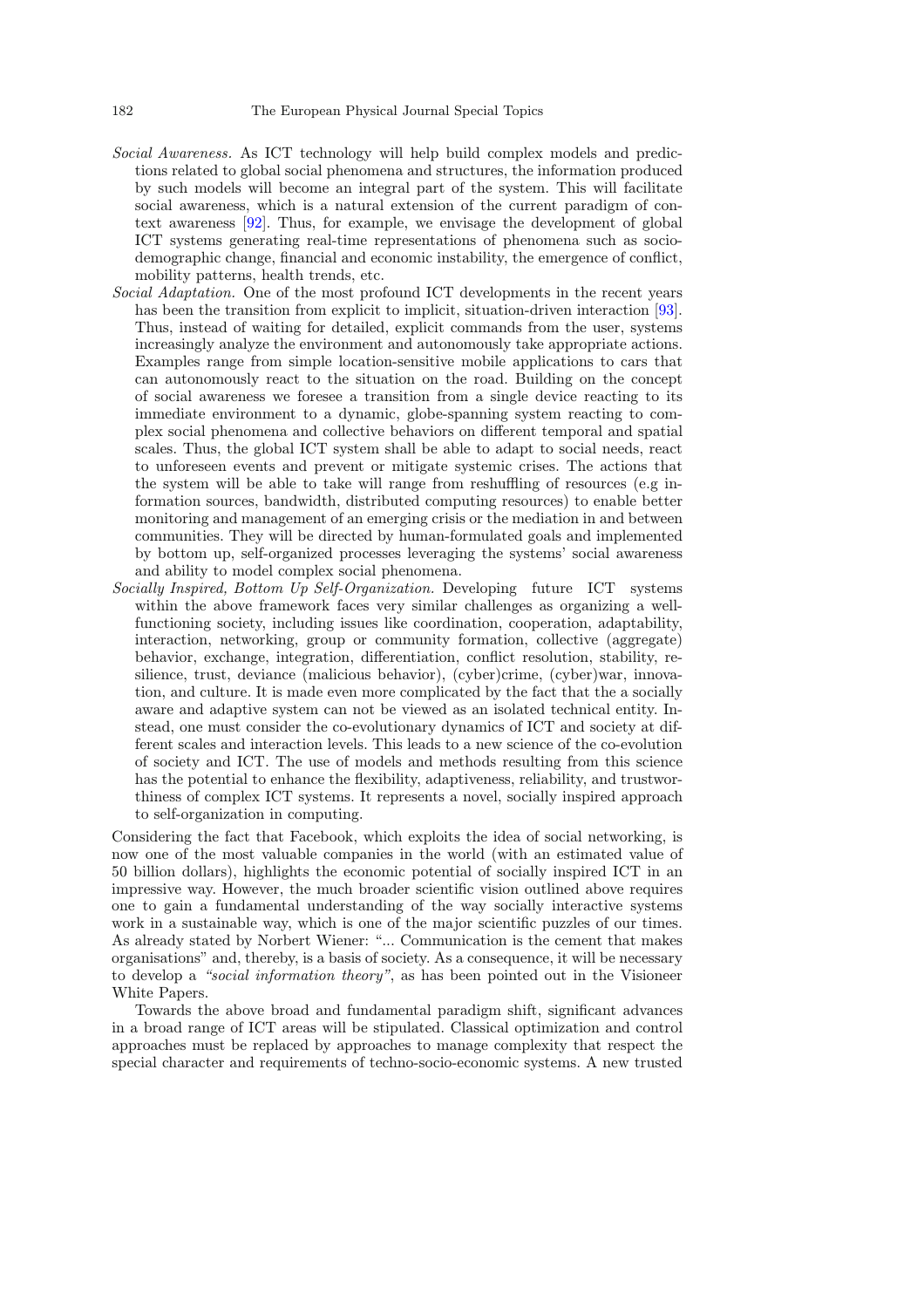*Social Awareness.* As ICT technology will help build complex models and predictions related to global social phenomena and structures, the information produced by such models will become an integral part of the system. This will facilitate social awareness, which is a natural extension of the current paradigm of context awareness [92]. Thus, for example, we envisage the development of global ICT systems generating real-time representations of phenomena such as sociodemographic change, financial and economic instability, the emergence of conflict, mobility patterns, health trends, etc.

*Social Adaptation.* One of the most profound ICT developments in the recent years has been the transition from explicit to implicit, situation-driven interaction [93]. Thus, instead of waiting for detailed, explicit commands from the user, systems increasingly analyze the environment and autonomously take appropriate actions. Examples range from simple location-sensitive mobile applications to cars that can autonomously react to the situation on the road. Building on the concept of social awareness we foresee a transition from a single device reacting to its immediate environment to a dynamic, globe-spanning system reacting to complex social phenomena and collective behaviors on different temporal and spatial scales. Thus, the global ICT system shall be able to adapt to social needs, react to unforeseen events and prevent or mitigate systemic crises. The actions that the system will be able to take will range from reshuffling of resources (e.g information sources, bandwidth, distributed computing resources) to enable better monitoring and management of an emerging crisis or the mediation in and between communities. They will be directed by human-formulated goals and implemented by bottom up, self-organized processes leveraging the systems' social awareness and ability to model complex social phenomena.

*Socially Inspired, Bottom Up Self-Organization.* Developing future ICT systems within the above framework faces very similar challenges as organizing a well-functioning society, including issues like coordination, cooperation, adaptability, interaction, networking, group or community formation, collective (aggregate) behavior, exchange, integration, differentiation, conflict resolution, stability, resilience, trust, deviance (malicious behavior), (cyber)crime, (cyber)war, innovation, and culture. It is made even more complicated by the fact that the a socially aware and adaptive system can not be viewed as an isolated technical entity. Instead, one must consider the co-evolutionary dynamics of ICT and society at different scales and interaction levels. This leads to a new science of the co-evolution of society and ICT. The use of models and methods resulting from this science has the potential to enhance the flexibility, adaptiveness, reliability, and trustworthiness of complex ICT systems. It represents a novel, socially inspired approach to self-organization in computing.

Considering the fact that Facebook, which exploits the idea of social networking, is now one of the most valuable companies in the world (with an estimated value of 50 billion dollars), highlights the economic potential of socially inspired ICT in an impressive way. However, the much broader scientific vision outlined above requires one to gain a fundamental understanding of the way socially interactive systems work in a sustainable way, which is one of the major scientific puzzles of our times. As already stated by Norbert Wiener: "... Communication is the cement that makes organisations" and, thereby, is a basis of society. As a consequence, it will be necessary to develop a *"social information theory"*, as has been pointed out in the Visioneer White Papers.

Towards the above broad and fundamental paradigm shift, significant advances in a broad range of ICT areas will be stipulated. Classical optimization and control approaches must be replaced by approaches to manage complexity that respect the special character and requirements of techno-socio-economic systems. A new trusted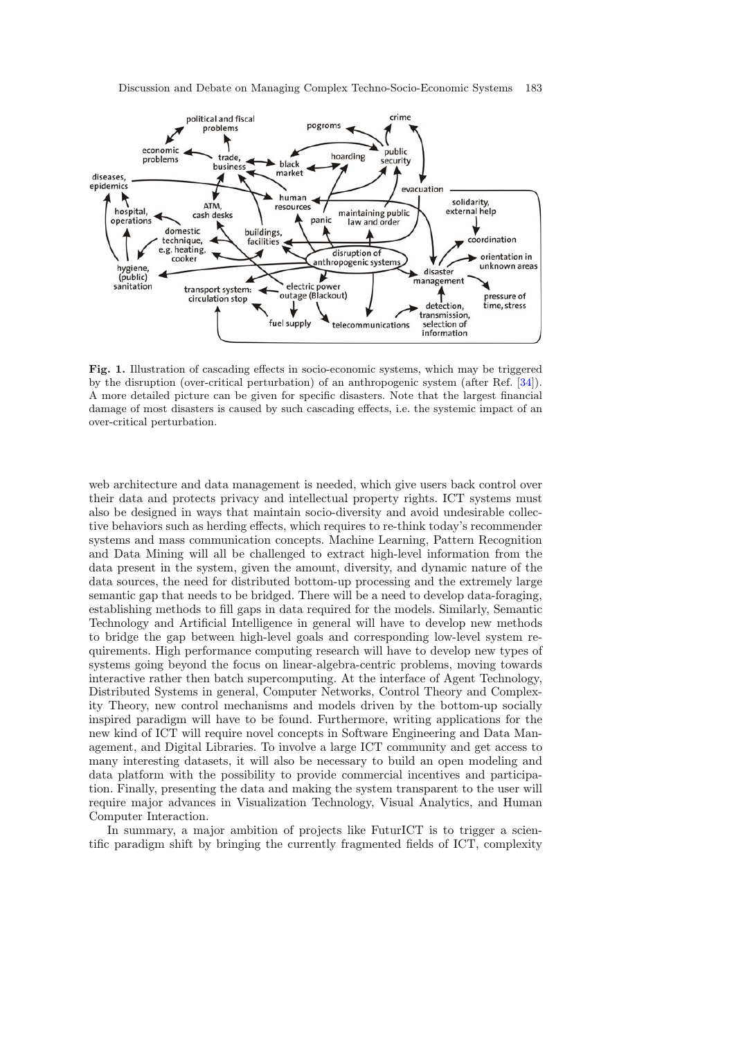political and fiscal problems

pogroms

crime

economic problems

trade, business

hoarding

public security

black market

diseases, epidemics

human resources

evacuation

solidarity, external help

ATM, cash desks

hospital, operations

maintaining public law and order

panic

domestic technique, e.g. heating, cooker

buildings, facilities

coordination

disruption of anthropogenic systems

orientation in unknown areas

hygiene, (public) sanitation

disaster management

transport system: circulation stop

electric power outage (Blackout)

pressure of time, stress

detection, transmission, selection of information

fuel supply

telecommunications

**Fig. 1.** Illustration of cascading effects in socio-economic systems, which may be triggered by the disruption (over-critical perturbation) of an anthropogenic system (after Ref. [34]). A more detailed picture can be given for specific disasters. Note that the largest financial damage of most disasters is caused by such cascading effects, i.e. the systemic impact of an over-critical perturbation.

web architecture and data management is needed, which give users back control over their data and protects privacy and intellectual property rights. ICT systems must also be designed in ways that maintain socio-diversity and avoid undesirable collective behaviors such as herding effects, which requires to re-think today's recommender systems and mass communication concepts. Machine Learning, Pattern Recognition and Data Mining will all be challenged to extract high-level information from the data present in the system, given the amount, diversity, and dynamic nature of the data sources, the need for distributed bottom-up processing and the extremely large semantic gap that needs to be bridged. There will be a need to develop data-foraging, establishing methods to fill gaps in data required for the models. Similarly, Semantic Technology and Artificial Intelligence in general will have to develop new methods to bridge the gap between high-level goals and corresponding low-level system requirements. High performance computing research will have to develop new types of systems going beyond the focus on linear-algebra-centric problems, moving towards interactive rather then batch supercomputing. At the interface of Agent Technology, Distributed Systems in general, Computer Networks, Control Theory and Complexity Theory, new control mechanisms and models driven by the bottom-up socially inspired paradigm will have to be found. Furthermore, writing applications for the new kind of ICT will require novel concepts in Software Engineering and Data Management, and Digital Libraries. To involve a large ICT community and get access to many interesting datasets, it will also be necessary to build an open modeling and data platform with the possibility to provide commercial incentives and participation. Finally, presenting the data and making the system transparent to the user will require major advances in Visualization Technology, Visual Analytics, and Human Computer Interaction.

In summary, a major ambition of projects like FuturICT is to trigger a scientific paradigm shift by bringing the currently fragmented fields of ICT, complexity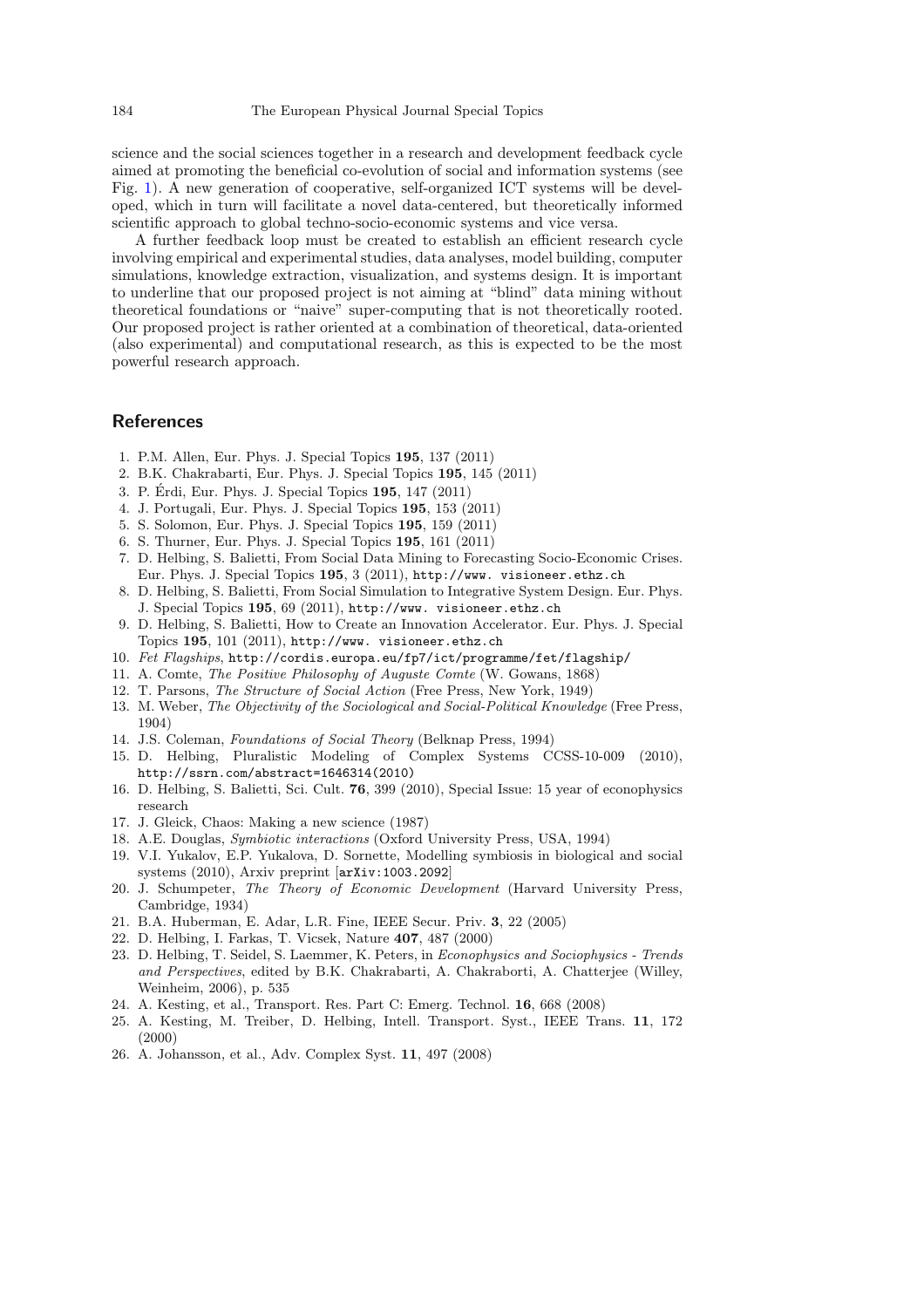science and the social sciences together in a research and development feedback cycle aimed at promoting the beneficial co-evolution of social and information systems (see Fig. 1). A new generation of cooperative, self-organized ICT systems will be developed, which in turn will facilitate a novel data-centered, but theoretically informed scientific approach to global techno-socio-economic systems and vice versa.

A further feedback loop must be created to establish an efficient research cycle involving empirical and experimental studies, data analyses, model building, computer simulations, knowledge extraction, visualization, and systems design. It is important to underline that our proposed project is not aiming at "blind" data mining without theoretical foundations or "naive" super-computing that is not theoretically rooted. Our proposed project is rather oriented at a combination of theoretical, data-oriented (also experimental) and computational research, as this is expected to be the most powerful research approach.

## References

1. P.M. Allen, Eur. Phys. J. Special Topics **195**, 137 (2011)
2. B.K. Chakrabarti, Eur. Phys. J. Special Topics **195**, 145 (2011)
3. P. Érdi, Eur. Phys. J. Special Topics **195**, 147 (2011)
4. J. Portugali, Eur. Phys. J. Special Topics **195**, 153 (2011)
5. S. Solomon, Eur. Phys. J. Special Topics **195**, 159 (2011)
6. S. Thurner, Eur. Phys. J. Special Topics **195**, 161 (2011)
7. D. Helbing, S. Balietti, From Social Data Mining to Forecasting Socio-Economic Crises. Eur. Phys. J. Special Topics **195**, 3 (2011), `http://www. visioneer.ethz.ch`
8. D. Helbing, S. Balietti, From Social Simulation to Integrative System Design. Eur. Phys. J. Special Topics **195**, 69 (2011), `http://www. visioneer.ethz.ch`
9. D. Helbing, S. Balietti, How to Create an Innovation Accelerator. Eur. Phys. J. Special Topics **195**, 101 (2011), `http://www. visioneer.ethz.ch`
10. *Fet Flagships*, `http://cordis.europa.eu/fp7/ict/programme/fet/flagship/`
11. A. Comte, *The Positive Philosophy of Auguste Comte* (W. Gowans, 1868)
12. T. Parsons, *The Structure of Social Action* (Free Press, New York, 1949)
13. M. Weber, *The Objectivity of the Sociological and Social-Political Knowledge* (Free Press, 1904)
14. J.S. Coleman, *Foundations of Social Theory* (Belknap Press, 1994)
15. D. Helbing, Pluralistic Modeling of Complex Systems CCSS-10-009 (2010), `http://ssrn.com/abstract=1646314(2010)`
16. D. Helbing, S. Balietti, Sci. Cult. **76**, 399 (2010), Special Issue: 15 year of econophysics research
17. J. Gleick, Chaos: Making a new science (1987)
18. A.E. Douglas, *Symbiotic interactions* (Oxford University Press, USA, 1994)
19. V.I. Yukalov, E.P. Yukalova, D. Sornette, Modelling symbiosis in biological and social systems (2010), Arxiv preprint [`arXiv:1003.2092`]
20. J. Schumpeter, *The Theory of Economic Development* (Harvard University Press, Cambridge, 1934)
21. B.A. Huberman, E. Adar, L.R. Fine, IEEE Secur. Priv. **3**, 22 (2005)
22. D. Helbing, I. Farkas, T. Vicsek, Nature **407**, 487 (2000)
23. D. Helbing, T. Seidel, S. Laemmer, K. Peters, in *Econophysics and Sociophysics - Trends and Perspectives*, edited by B.K. Chakrabarti, A. Chakraborti, A. Chatterjee (Willey, Weinheim, 2006), p. 535
24. A. Kesting, et al., Transport. Res. Part C: Emerg. Technol. **16**, 668 (2008)
25. A. Kesting, M. Treiber, D. Helbing, Intell. Transport. Syst., IEEE Trans. **11**, 172 (2000)
26. A. Johansson, et al., Adv. Complex Syst. **11**, 497 (2008)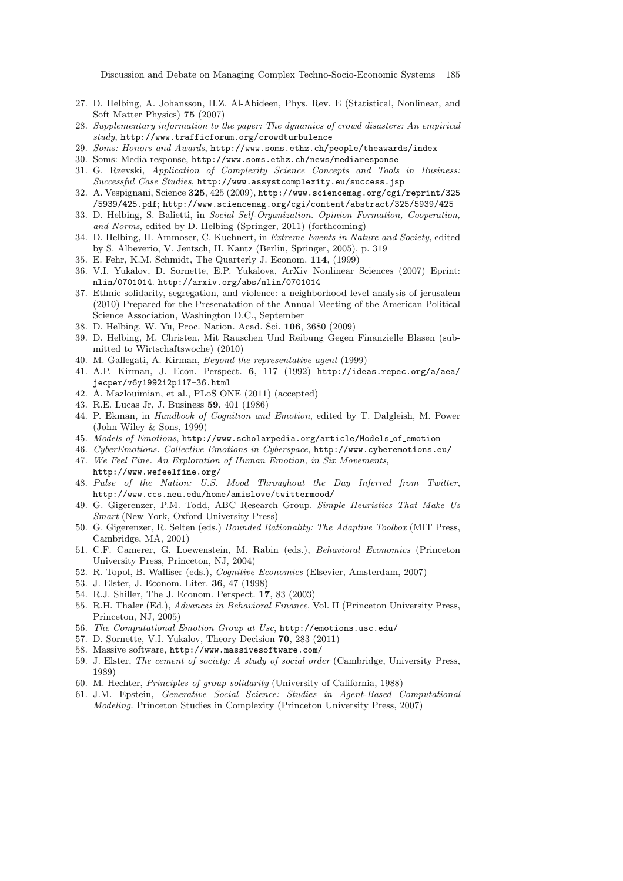27. D. Helbing, A. Johansson, H.Z. Al-Abideen, Phys. Rev. E (Statistical, Nonlinear, and Soft Matter Physics) **75** (2007)
28. *Supplementary information to the paper: The dynamics of crowd disasters: An empirical study*, http://www.trafficforum.org/crowdturbulence
29. *Soms: Honors and Awards*, http://www.soms.ethz.ch/people/theawards/index
30. Soms: Media response, http://www.soms.ethz.ch/news/mediaresponse
31. G. Rzevski, *Application of Complexity Science Concepts and Tools in Business: Successful Case Studies*, http://www.assystcomplexity.eu/success.jsp
32. A. Vespignani, Science **325**, 425 (2009), http://www.sciencemag.org/cgi/reprint/325/5939/425.pdf; http://www.sciencemag.org/cgi/content/abstract/325/5939/425
33. D. Helbing, S. Balietti, in *Social Self-Organization. Opinion Formation, Cooperation, and Norms*, edited by D. Helbing (Springer, 2011) (forthcoming)
34. D. Helbing, H. Ammoser, C. Kuehnert, in *Extreme Events in Nature and Society*, edited by S. Albeverio, V. Jentsch, H. Kantz (Berlin, Springer, 2005), p. 319
35. E. Fehr, K.M. Schmidt, The Quarterly J. Econom. **114**, (1999)
36. V.I. Yukalov, D. Sornette, E.P. Yukalova, ArXiv Nonlinear Sciences (2007) Eprint: nlin/0701014. http://arxiv.org/abs/nlin/0701014
37. Ethnic solidarity, segregation, and violence: a neighborhood level analysis of jerusalem (2010) Prepared for the Presenatation of the Annual Meeting of the American Political Science Association, Washington D.C., September
38. D. Helbing, W. Yu, Proc. Nation. Acad. Sci. **106**, 3680 (2009)
39. D. Helbing, M. Christen, Mit Rauschen Und Reibung Gegen Finanzielle Blasen (submitted to Wirtschaftswoche) (2010)
40. M. Gallegati, A. Kirman, *Beyond the representative agent* (1999)
41. A.P. Kirman, J. Econ. Perspect. **6**, 117 (1992) http://ideas.repec.org/a/aea/jecper/v6y1992i2p117-36.html
42. A. Mazlouimian, et al., PLoS ONE (2011) (accepted)
43. R.E. Lucas Jr, J. Business **59**, 401 (1986)
44. P. Ekman, in *Handbook of Cognition and Emotion*, edited by T. Dalgleish, M. Power (John Wiley & Sons, 1999)
45. *Models of Emotions*, http://www.scholarpedia.org/article/Models_of_emotion
46. *CyberEmotions. Collective Emotions in Cyberspace*, http://www.cyberemotions.eu/
47. *We Feel Fine. An Exploration of Human Emotion, in Six Movements*, http://www.wefeelfine.org/
48. *Pulse of the Nation: U.S. Mood Throughout the Day Inferred from Twitter*, http://www.ccs.neu.edu/home/amislove/twittermood/
49. G. Gigerenzer, P.M. Todd, ABC Research Group. *Simple Heuristics That Make Us Smart* (New York, Oxford University Press)
50. G. Gigerenzer, R. Selten (eds.) *Bounded Rationality: The Adaptive Toolbox* (MIT Press, Cambridge, MA, 2001)
51. C.F. Camerer, G. Loewenstein, M. Rabin (eds.), *Behavioral Economics* (Princeton University Press, Princeton, NJ, 2004)
52. R. Topol, B. Walliser (eds.), *Cognitive Economics* (Elsevier, Amsterdam, 2007)
53. J. Elster, J. Econom. Liter. **36**, 47 (1998)
54. R.J. Shiller, The J. Econom. Perspect. **17**, 83 (2003)
55. R.H. Thaler (Ed.), *Advances in Behavioral Finance*, Vol. II (Princeton University Press, Princeton, NJ, 2005)
56. *The Computational Emotion Group at Usc*, http://emotions.usc.edu/
57. D. Sornette, V.I. Yukalov, Theory Decision **70**, 283 (2011)
58. Massive software, http://www.massivesoftware.com/
59. J. Elster, *The cement of society: A study of social order* (Cambridge, University Press, 1989)
60. M. Hechter, *Principles of group solidarity* (University of California, 1988)
61. J.M. Epstein, *Generative Social Science: Studies in Agent-Based Computational Modeling*. Princeton Studies in Complexity (Princeton University Press, 2007)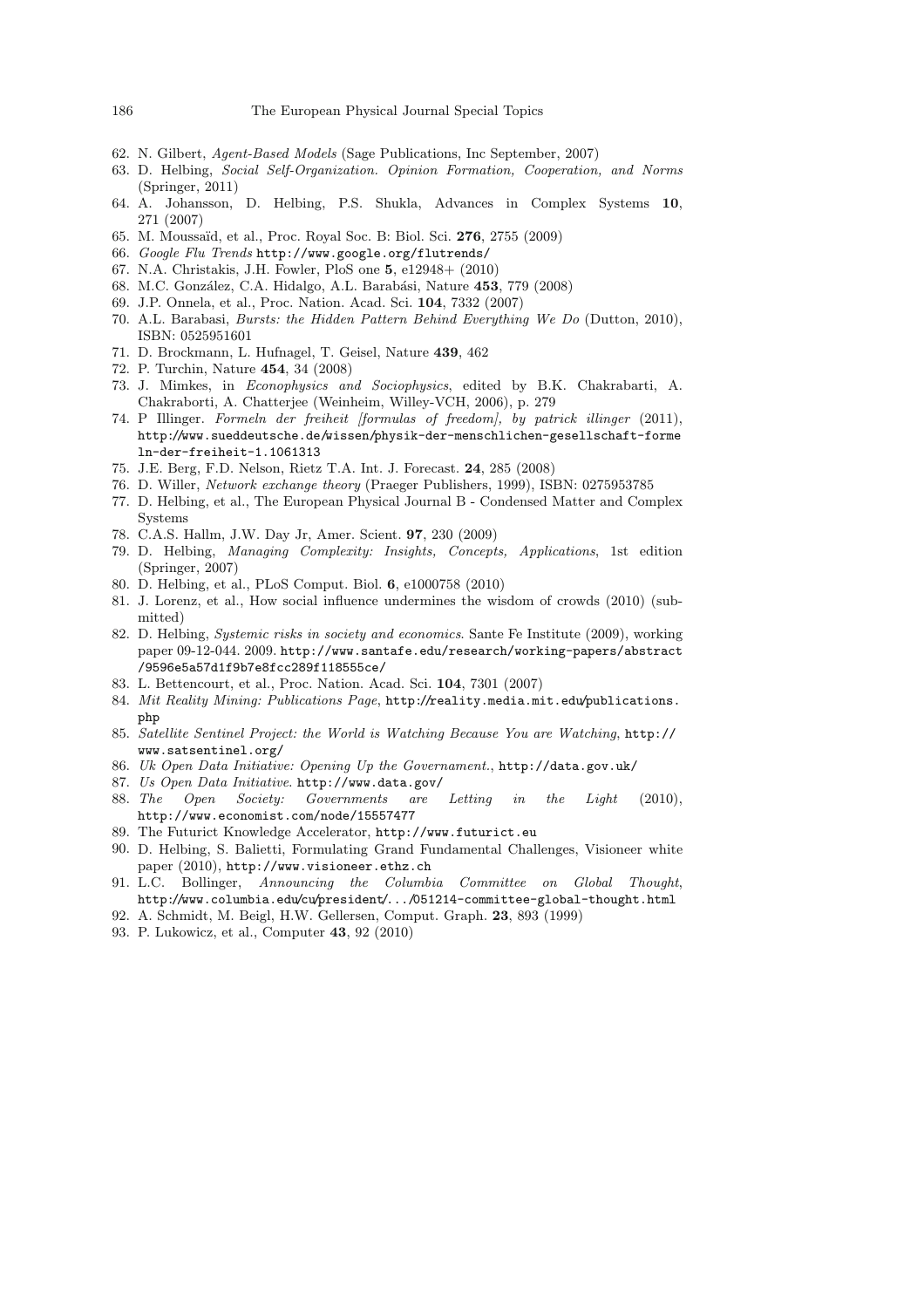62. N. Gilbert, *Agent-Based Models* (Sage Publications, Inc September, 2007)
63. D. Helbing, *Social Self-Organization. Opinion Formation, Cooperation, and Norms* (Springer, 2011)
64. A. Johansson, D. Helbing, P.S. Shukla, Advances in Complex Systems **10**, 271 (2007)
65. M. Moussaïd, et al., Proc. Royal Soc. B: Biol. Sci. **276**, 2755 (2009)
66. *Google Flu Trends* http://www.google.org/flutrends/
67. N.A. Christakis, J.H. Fowler, PloS one **5**, e12948+ (2010)
68. M.C. González, C.A. Hidalgo, A.L. Barabási, Nature **453**, 779 (2008)
69. J.P. Onnela, et al., Proc. Nation. Acad. Sci. **104**, 7332 (2007)
70. A.L. Barabasi, *Bursts: the Hidden Pattern Behind Everything We Do* (Dutton, 2010), ISBN: 0525951601
71. D. Brockmann, L. Hufnagel, T. Geisel, Nature **439**, 462
72. P. Turchin, Nature **454**, 34 (2008)
73. J. Mimkes, in *Econophysics and Sociophysics*, edited by B.K. Chakrabarti, A. Chakraborti, A. Chatterjee (Weinheim, Willey-VCH, 2006), p. 279
74. P Illinger. *Formeln der freiheit [formulas of freedom], by patrick illinger* (2011), http://www.sueddeutsche.de/wissen/physik-der-menschlichen-gesellschaft-formeln-der-freiheit-1.1061313
75. J.E. Berg, F.D. Nelson, Rietz T.A. Int. J. Forecast. **24**, 285 (2008)
76. D. Willer, *Network exchange theory* (Praeger Publishers, 1999), ISBN: 0275953785
77. D. Helbing, et al., The European Physical Journal B - Condensed Matter and Complex Systems
78. C.A.S. Hallm, J.W. Day Jr, Amer. Scient. **97**, 230 (2009)
79. D. Helbing, *Managing Complexity: Insights, Concepts, Applications*, 1st edition (Springer, 2007)
80. D. Helbing, et al., PLoS Comput. Biol. **6**, e1000758 (2010)
81. J. Lorenz, et al., How social influence undermines the wisdom of crowds (2010) (submitted)
82. D. Helbing, *Systemic risks in society and economics*. Sante Fe Institute (2009), working paper 09-12-044. 2009. http://www.santafe.edu/research/working-papers/abstract/9596e5a57d1f9b7e8fcc289f118555ce/
83. L. Bettencourt, et al., Proc. Nation. Acad. Sci. **104**, 7301 (2007)
84. *Mit Reality Mining: Publications Page*, http://reality.media.mit.edu/publications.php
85. *Satellite Sentinel Project: the World is Watching Because You are Watching*, http://www.satsentinel.org/
86. *Uk Open Data Initiative: Opening Up the Governament.*, http://data.gov.uk/
87. *Us Open Data Initiative*. http://www.data.gov/
88. *The Open Society: Governments are Letting in the Light* (2010), http://www.economist.com/node/15557477
89. The Futurict Knowledge Accelerator, http://www.futurict.eu
90. D. Helbing, S. Balietti, Formulating Grand Fundamental Challenges, Visioneer white paper (2010), http://www.visioneer.ethz.ch
91. L.C. Bollinger, *Announcing the Columbia Committee on Global Thought*, http://www.columbia.edu/cu/president/.../051214-committee-global-thought.html
92. A. Schmidt, M. Beigl, H.W. Gellersen, Comput. Graph. **23**, 893 (1999)
93. P. Lukowicz, et al., Computer **43**, 92 (2010)